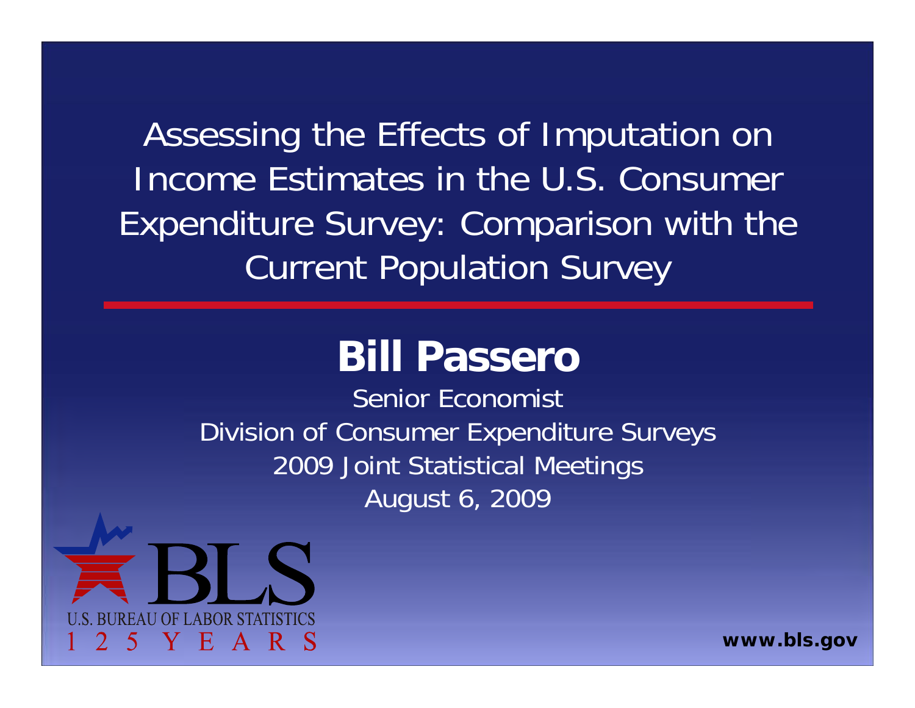# Assessing the Effects of Imputation on Income Estimates in the U.S. Consumer Expenditure Survey: Comparison with the Current Population Survey

## Bill Passero

Senior Economist

Division of Consumer Expenditure Surveys

2009 Joint Statistical Meetings

August 6, 2009

U.S. BUREAU OF LABOR STATISTICS

www.bls.gov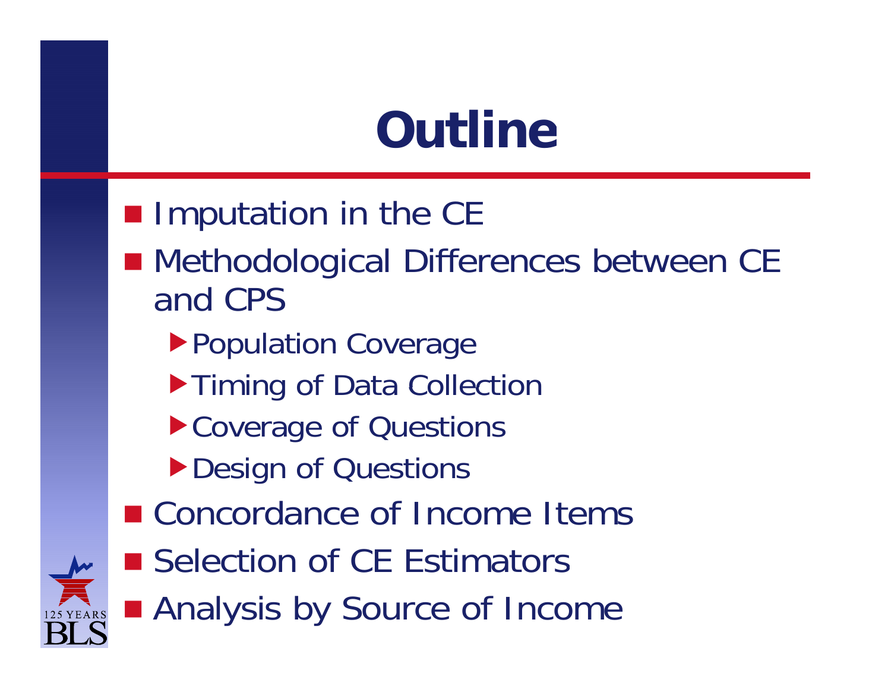# Outline

- Imputation in the CE
- Methodological Differences between CE and CPS
  - Population Coverage
  - Timing of Data Collection
  - Coverage of Questions
  - Design of Questions
- Concordance of Income Items
- Selection of CE Estimators
- Analysis by Source of Income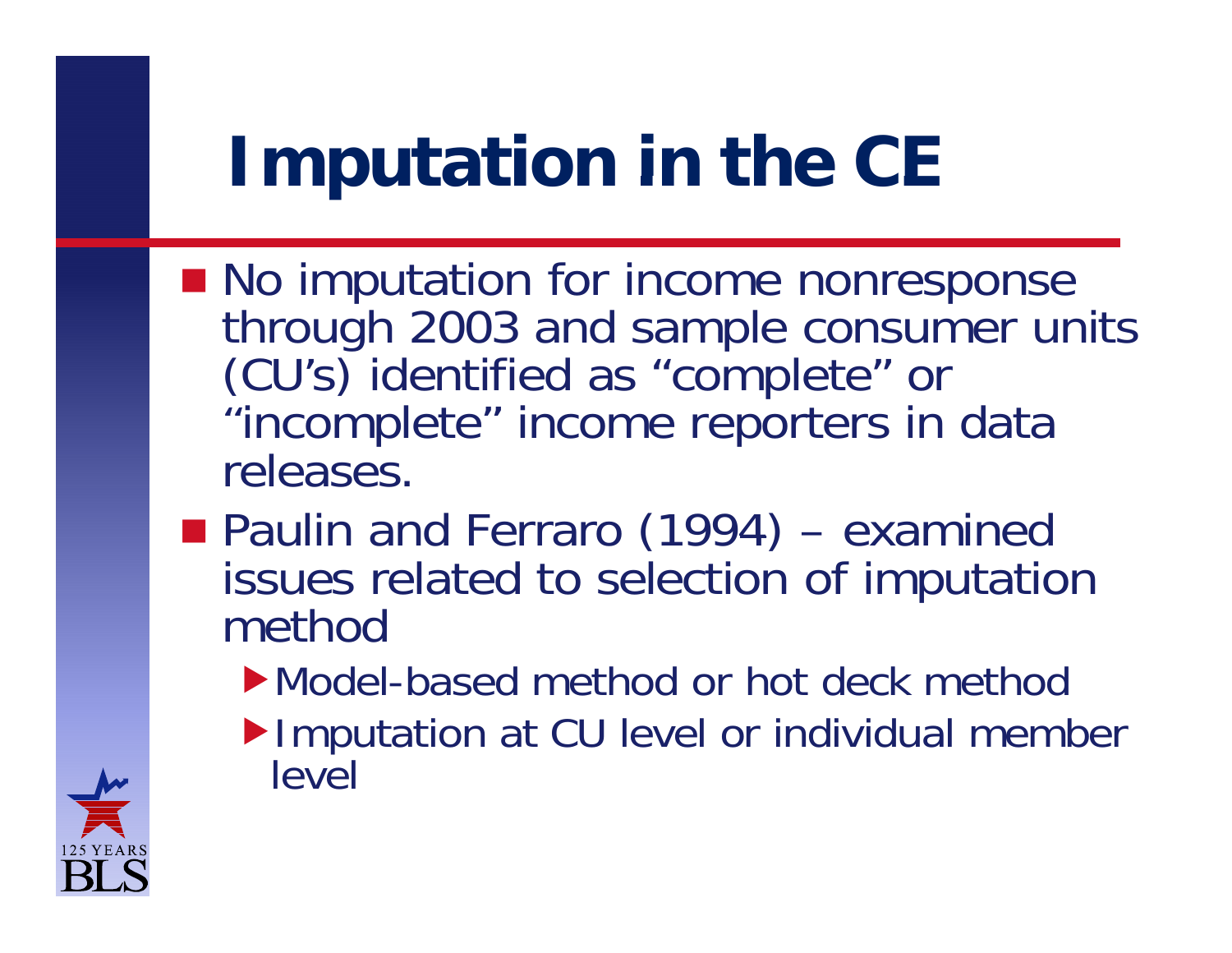# Imputation in the CE

- No imputation for income nonresponse through 2003 and sample consumer units (CU's) identified as "complete" or "incomplete" income reporters in data releases.
- Paulin and Ferraro (1994) – examined issues related to selection of imputation method
  - Model-based method or hot deck method
  - Imputation at CU level or individual member level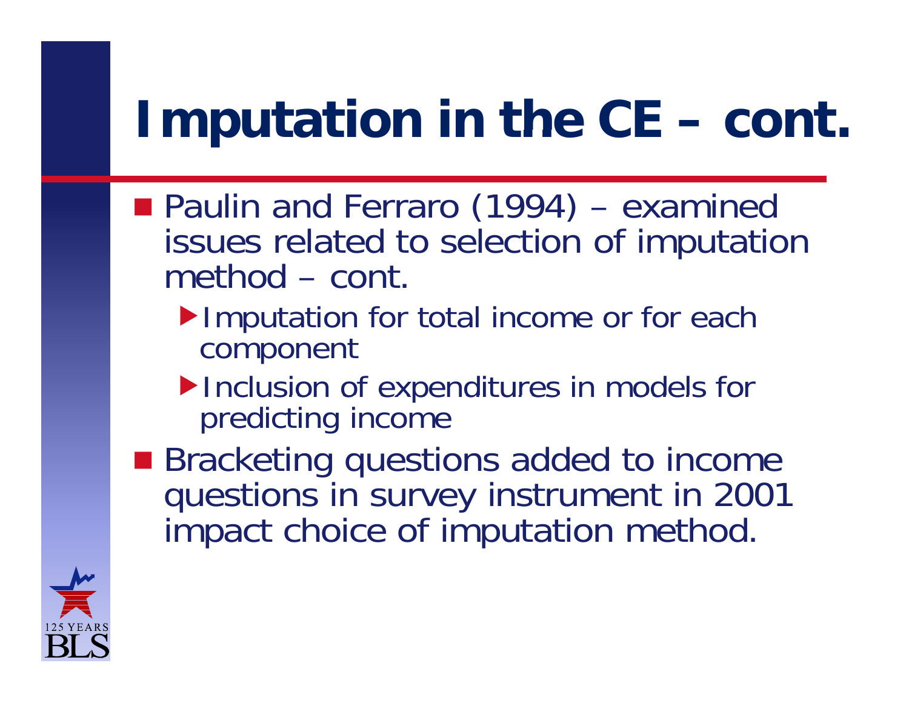# Imputation in the CE – cont.

- Paulin and Ferraro (1994) – examined issues related to selection of imputation method – cont.
  - Imputation for total income or for each component
  - Inclusion of expenditures in models for predicting income
- Bracketing questions added to income questions in survey instrument in 2001 impact choice of imputation method.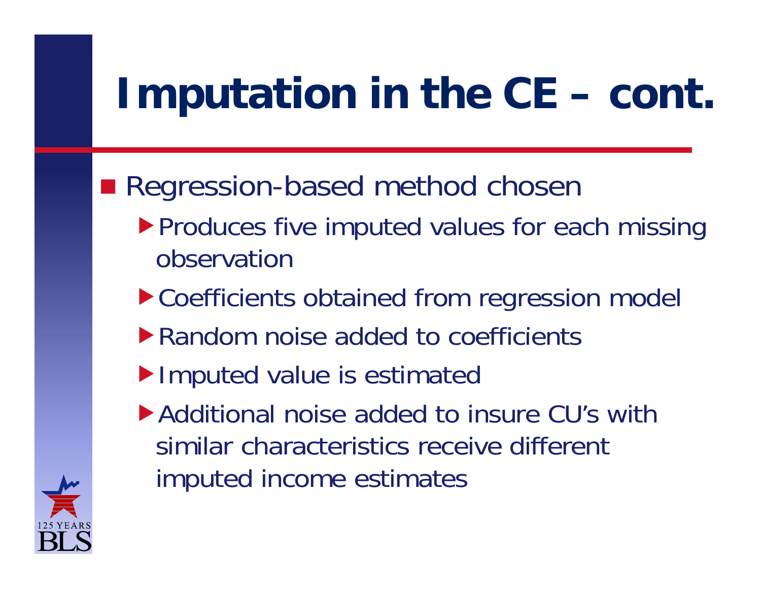# Imputation in the CE – cont.

- Regression-based method chosen
  - Produces five imputed values for each missing observation
  - Coefficients obtained from regression model
  - Random noise added to coefficients
  - Imputed value is estimated
  - Additional noise added to insure CU's with similar characteristics receive different imputed income estimates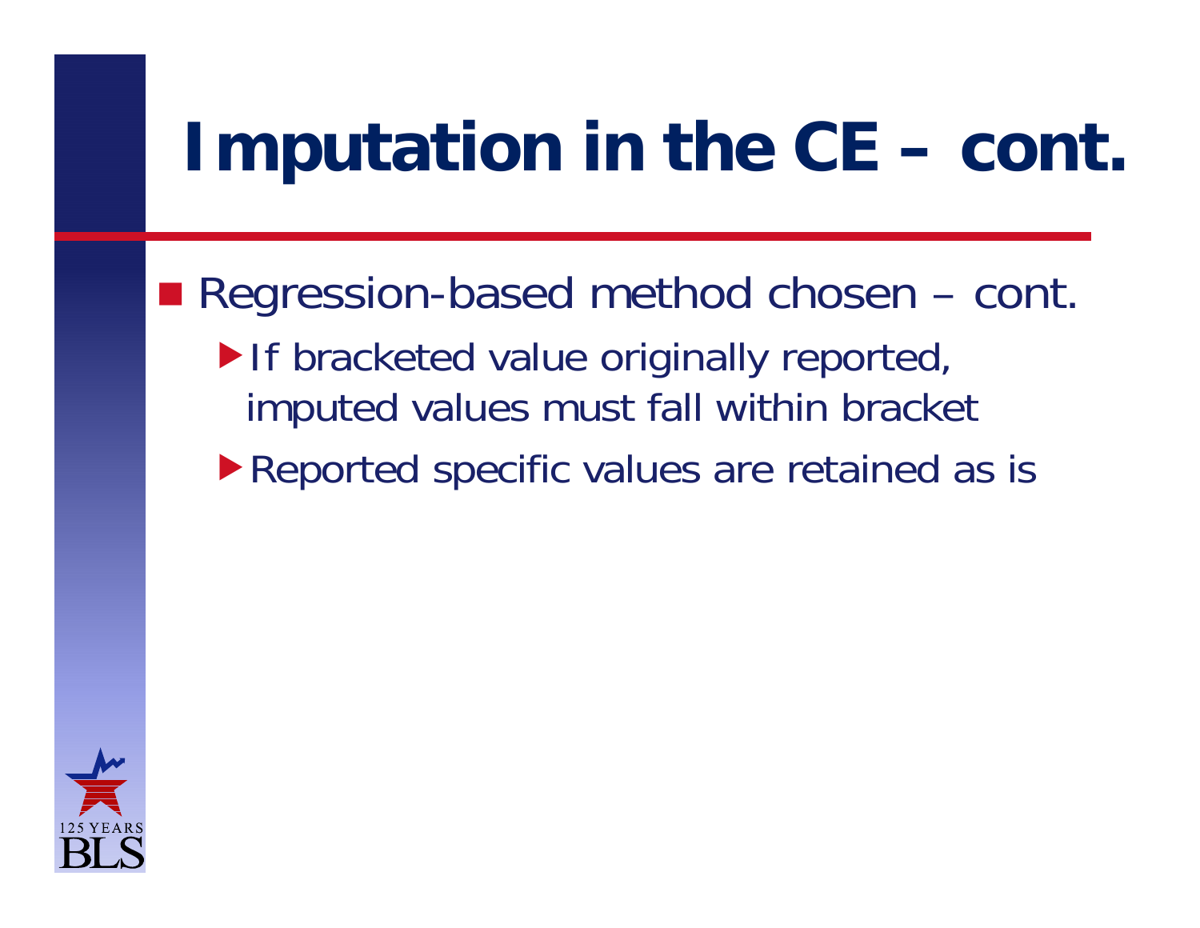# Imputation in the CE – cont.

- Regression-based method chosen – cont.
  - If bracketed value originally reported, imputed values must fall within bracket
  - Reported specific values are retained as is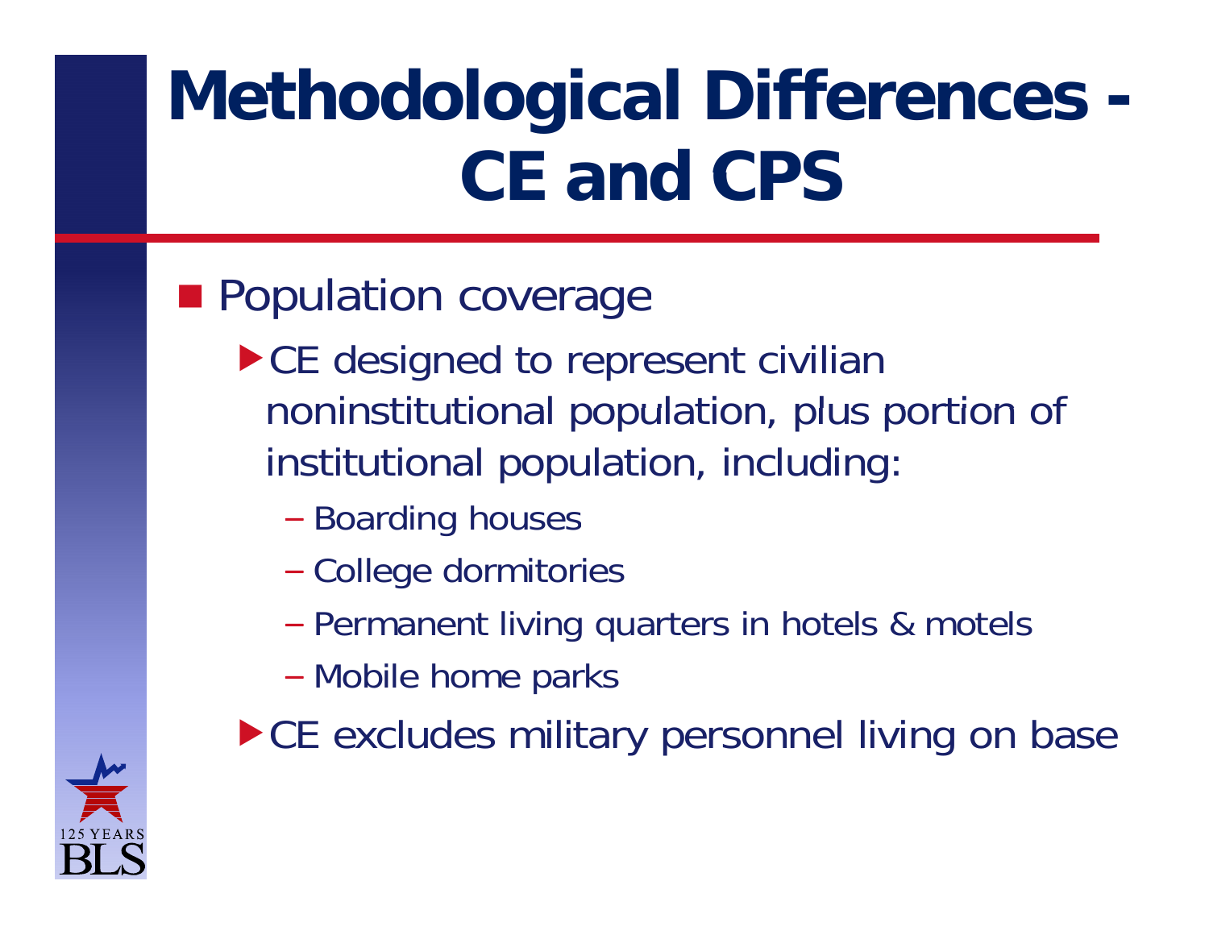# Methodological Differences - CE and CPS

- Population coverage
  - CE designed to represent civilian noninstitutional population, plus portion of institutional population, including:
    - Boarding houses
    - College dormitories
    - Permanent living quarters in hotels & motels
    - Mobile home parks
  - CE excludes military personnel living on base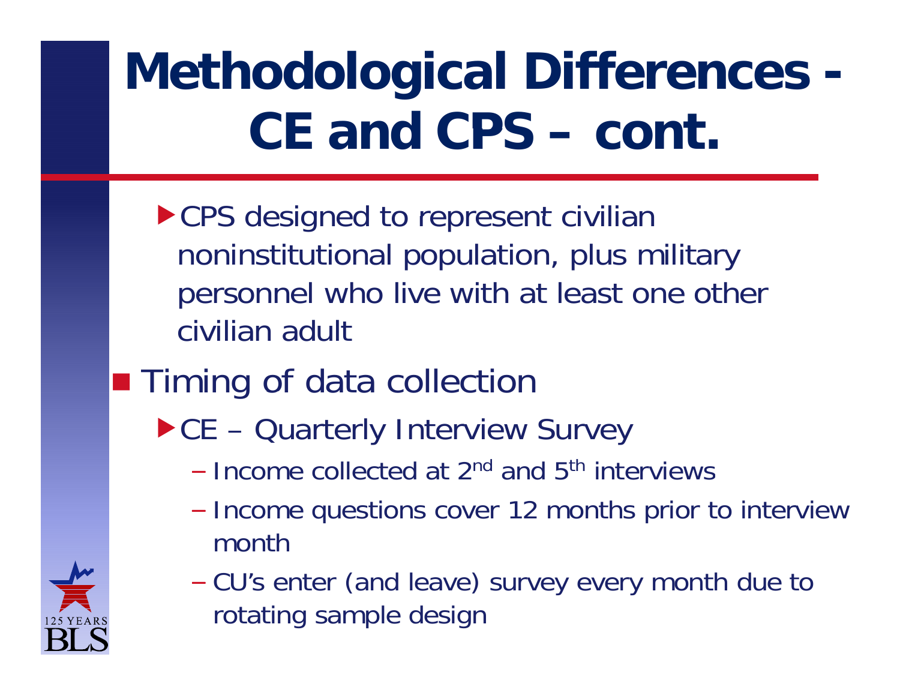# Methodological Differences - CE and CPS – cont.

- CPS designed to represent civilian noninstitutional population, plus military personnel who live with at least one other civilian adult

- Timing of data collection
  - CE – Quarterly Interview Survey
    - Income collected at 2nd and 5th interviews
    - Income questions cover 12 months prior to interview month
    - CU's enter (and leave) survey every month due to rotating sample design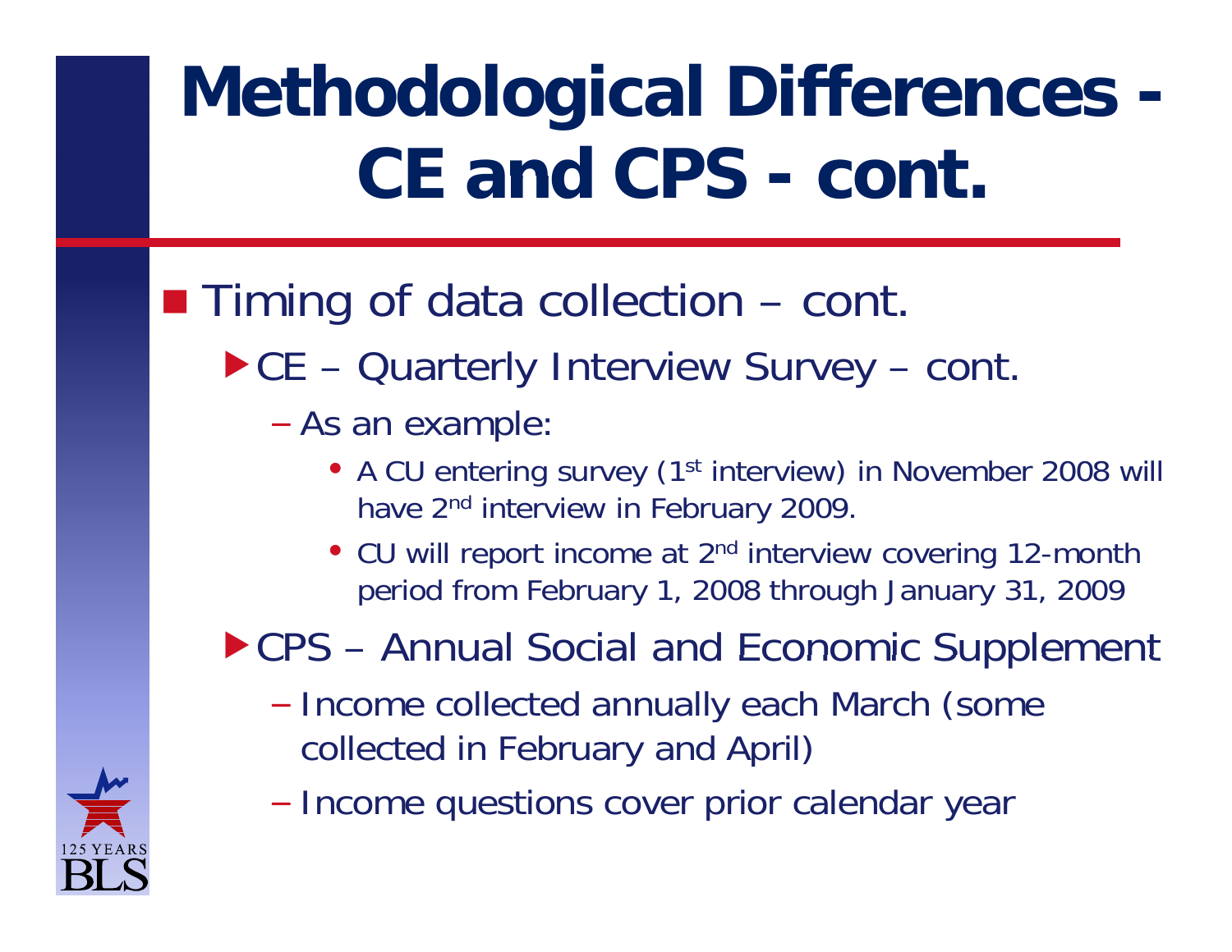# Methodological Differences - CE and CPS - cont.

- Timing of data collection – cont.
  - CE – Quarterly Interview Survey – cont.
    - As an example:
      - A CU entering survey (1st interview) in November 2008 will have 2nd interview in February 2009.
      - CU will report income at 2nd interview covering 12-month period from February 1, 2008 through January 31, 2009
  - CPS – Annual Social and Economic Supplement
    - Income collected annually each March (some collected in February and April)
    - Income questions cover prior calendar year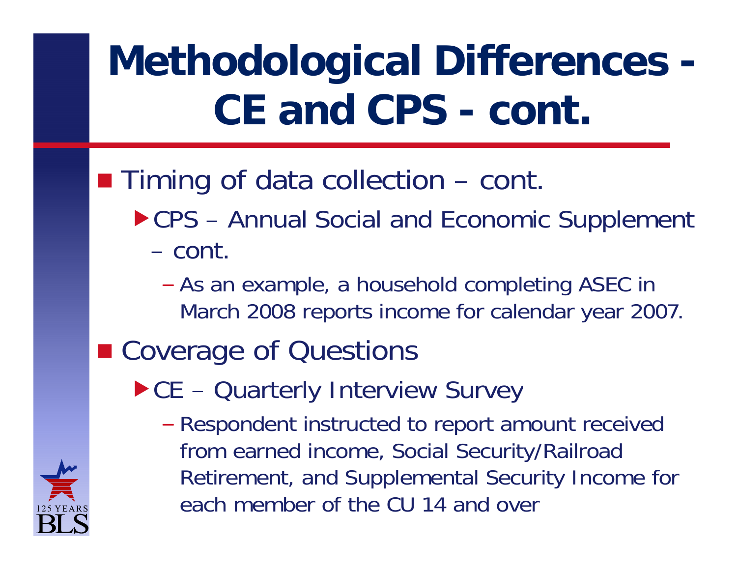# Methodological Differences - CE and CPS - cont.

- Timing of data collection – cont.
  - CPS – Annual Social and Economic Supplement – cont.
    - As an example, a household completing ASEC in March 2008 reports income for calendar year 2007.
- Coverage of Questions
  - CE – Quarterly Interview Survey
    - Respondent instructed to report amount received from earned income, Social Security/Railroad Retirement, and Supplemental Security Income for each member of the CU 14 and over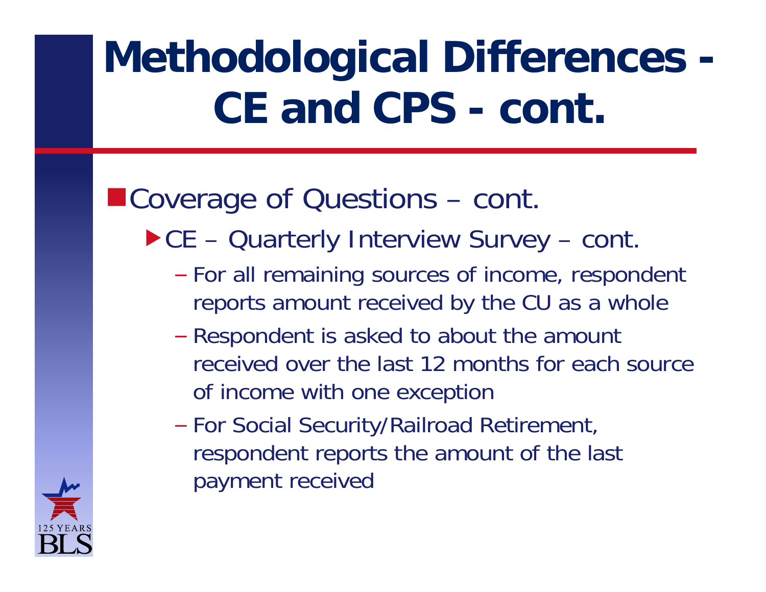# Methodological Differences - CE and CPS - cont.

- Coverage of Questions – cont.
  - CE – Quarterly Interview Survey – cont.
    - For all remaining sources of income, respondent reports amount received by the CU as a whole
    - Respondent is asked to about the amount received over the last 12 months for each source of income with one exception
    - For Social Security/Railroad Retirement, respondent reports the amount of the last payment received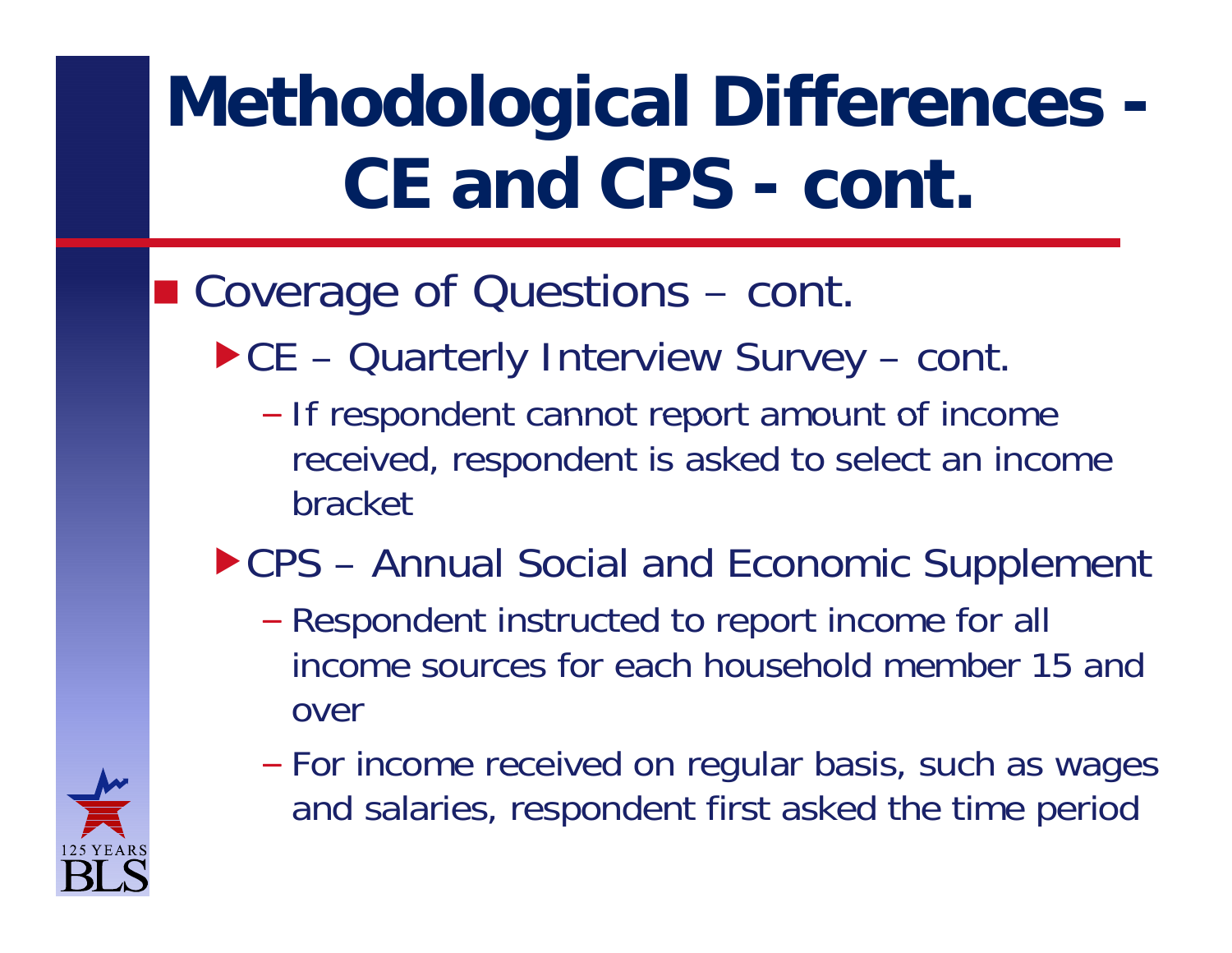# Methodological Differences - CE and CPS - cont.

- Coverage of Questions – cont.
  - CE – Quarterly Interview Survey – cont.
    - If respondent cannot report amount of income received, respondent is asked to select an income bracket
  - CPS – Annual Social and Economic Supplement
    - Respondent instructed to report income for all income sources for each household member 15 and over
    - For income received on regular basis, such as wages and salaries, respondent first asked the time period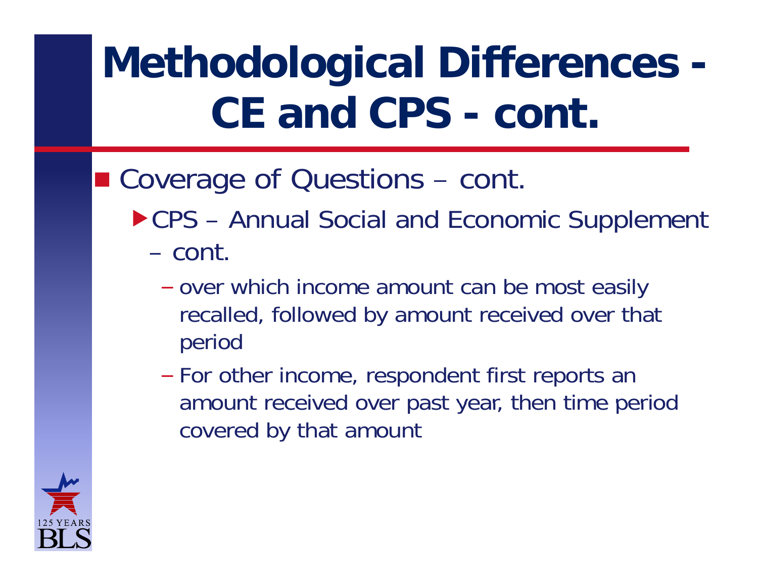# Methodological Differences - CE and CPS - cont.

- Coverage of Questions – cont.
  - CPS – Annual Social and Economic Supplement – cont.
    - over which income amount can be most easily recalled, followed by amount received over that period
    - For other income, respondent first reports an amount received over past year, then time period covered by that amount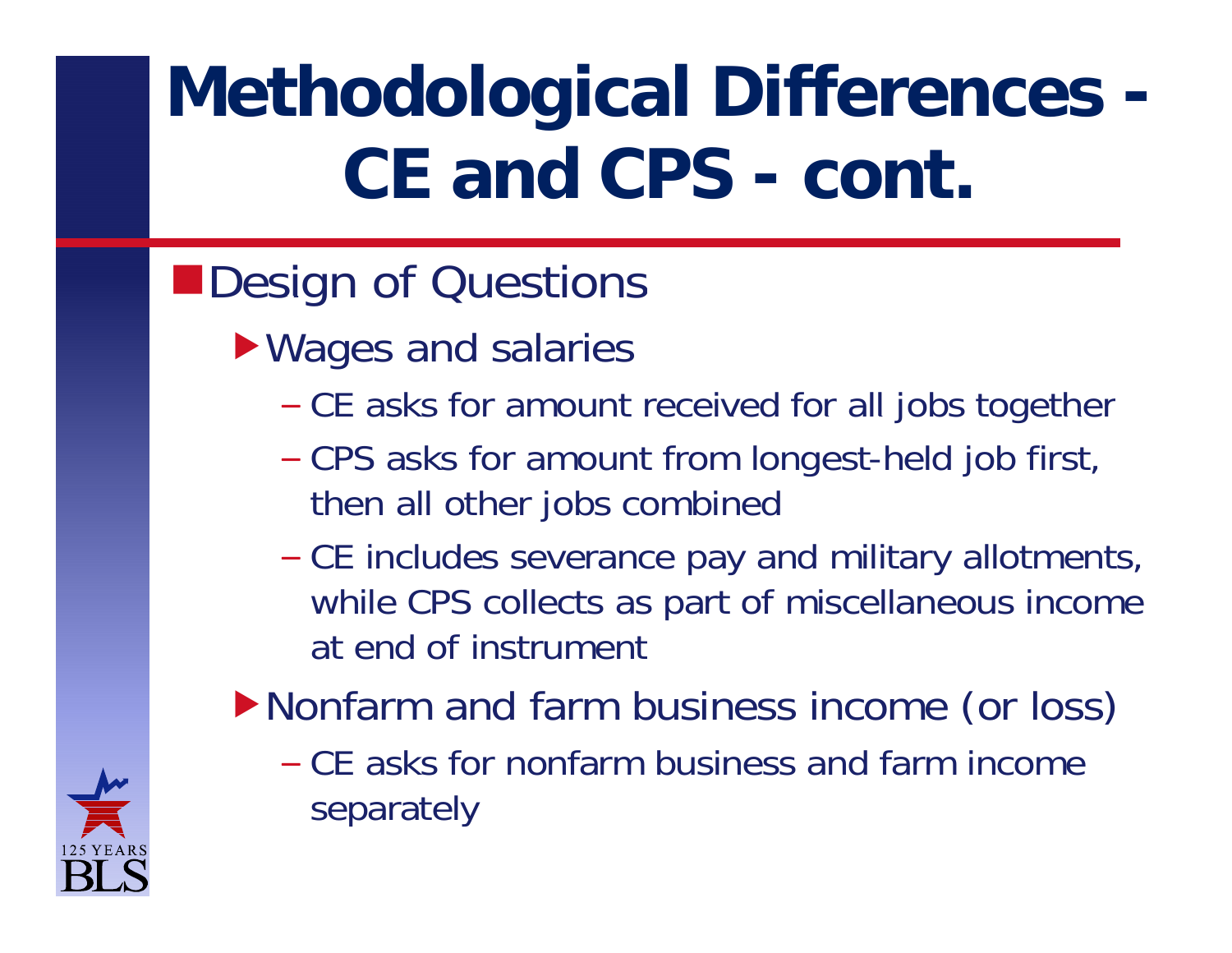# Methodological Differences - CE and CPS - cont.

- Design of Questions
  - Wages and salaries
    - CE asks for amount received for all jobs together
    - CPS asks for amount from longest-held job first, then all other jobs combined
    - CE includes severance pay and military allotments, while CPS collects as part of miscellaneous income at end of instrument
  - Nonfarm and farm business income (or loss)
    - CE asks for nonfarm business and farm income separately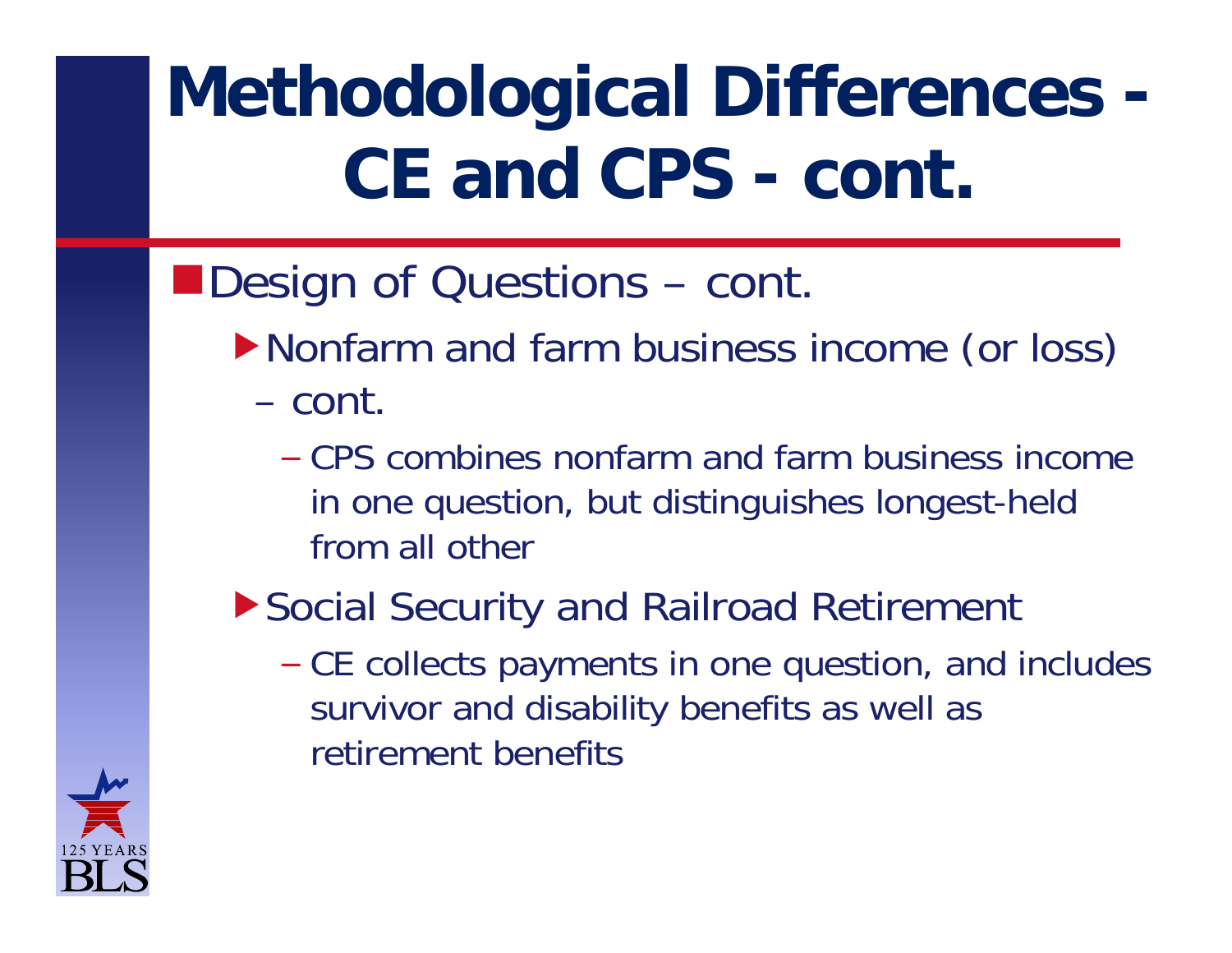# Methodological Differences - CE and CPS - cont.

- Design of Questions – cont.
  - Nonfarm and farm business income (or loss) – cont.
    - CPS combines nonfarm and farm business income in one question, but distinguishes longest-held from all other
  - Social Security and Railroad Retirement
    - CE collects payments in one question, and includes survivor and disability benefits as well as retirement benefits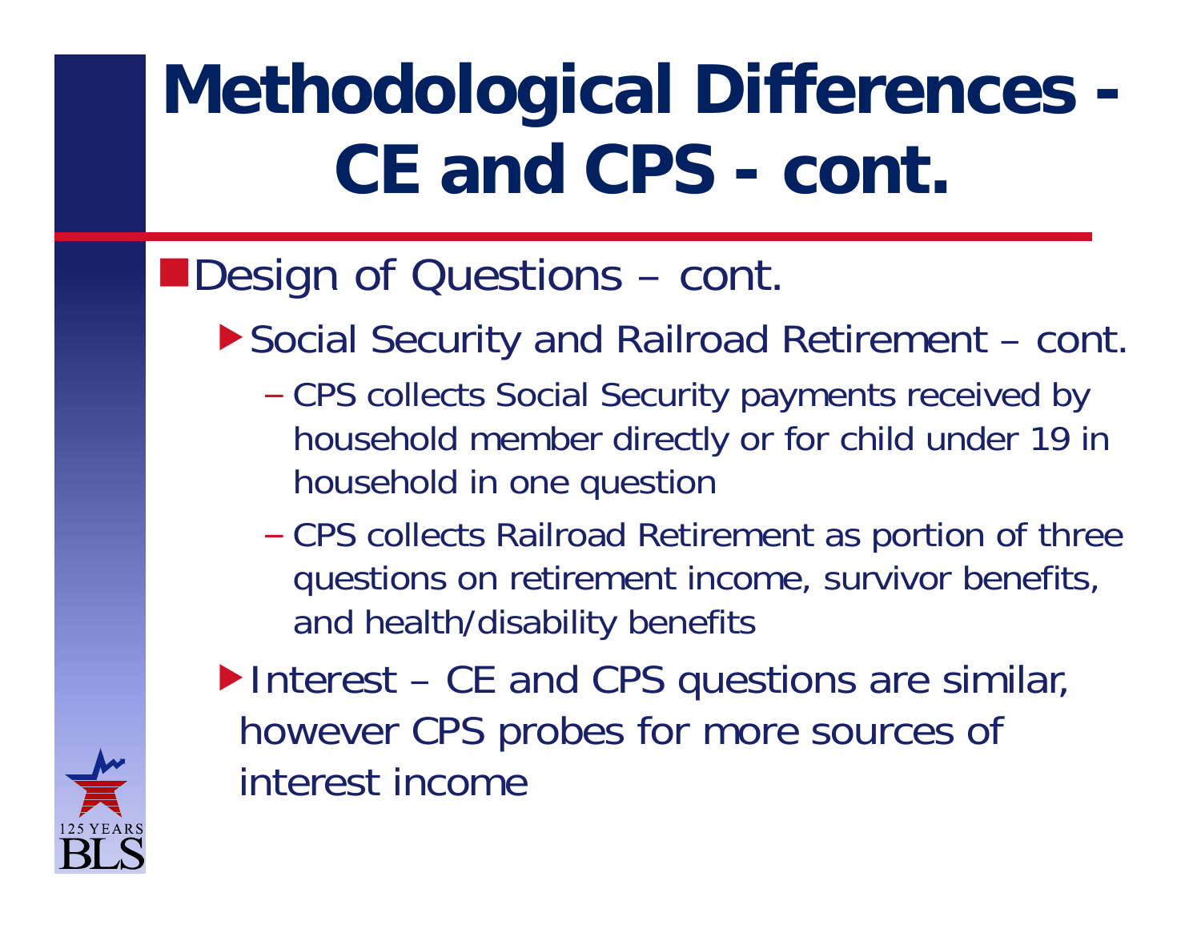# Methodological Differences - CE and CPS - cont.

- Design of Questions – cont.
  - Social Security and Railroad Retirement – cont.
    - CPS collects Social Security payments received by household member directly or for child under 19 in household in one question
    - CPS collects Railroad Retirement as portion of three questions on retirement income, survivor benefits, and health/disability benefits
  - Interest – CE and CPS questions are similar, however CPS probes for more sources of interest income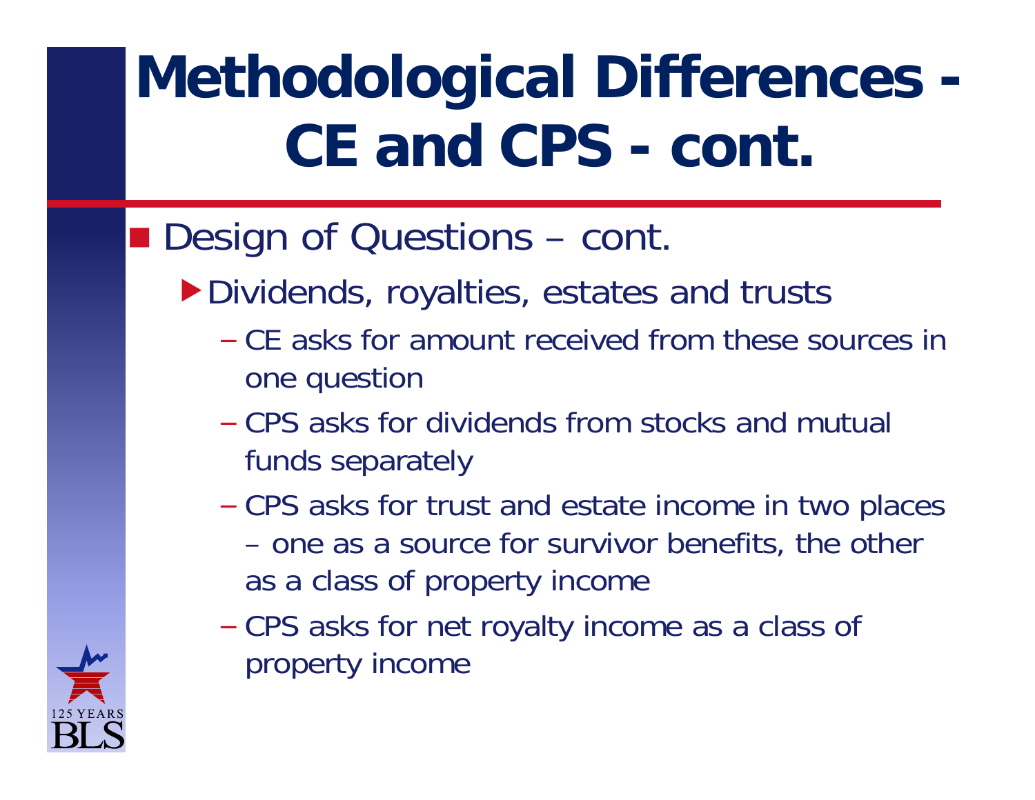# Methodological Differences - CE and CPS - cont.

- Design of Questions – cont.
  - Dividends, royalties, estates and trusts
    - CE asks for amount received from these sources in one question
    - CPS asks for dividends from stocks and mutual funds separately
    - CPS asks for trust and estate income in two places – one as a source for survivor benefits, the other as a class of property income
    - CPS asks for net royalty income as a class of property income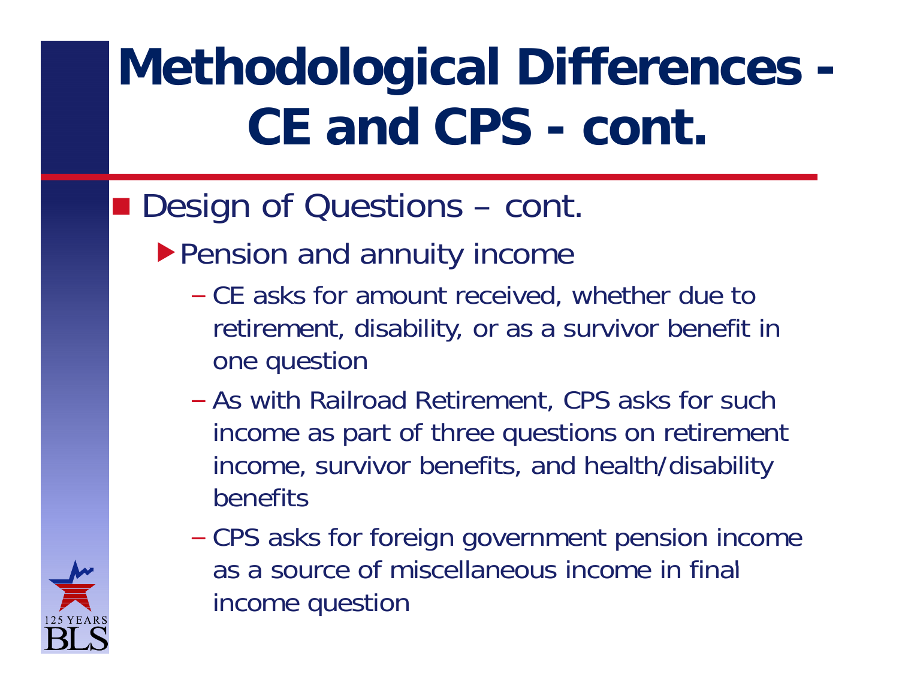# Methodological Differences - CE and CPS - cont.

- Design of Questions – cont.
  - Pension and annuity income
    - CE asks for amount received, whether due to retirement, disability, or as a survivor benefit in one question
    - As with Railroad Retirement, CPS asks for such income as part of three questions on retirement income, survivor benefits, and health/disability benefits
    - CPS asks for foreign government pension income as a source of miscellaneous income in final income question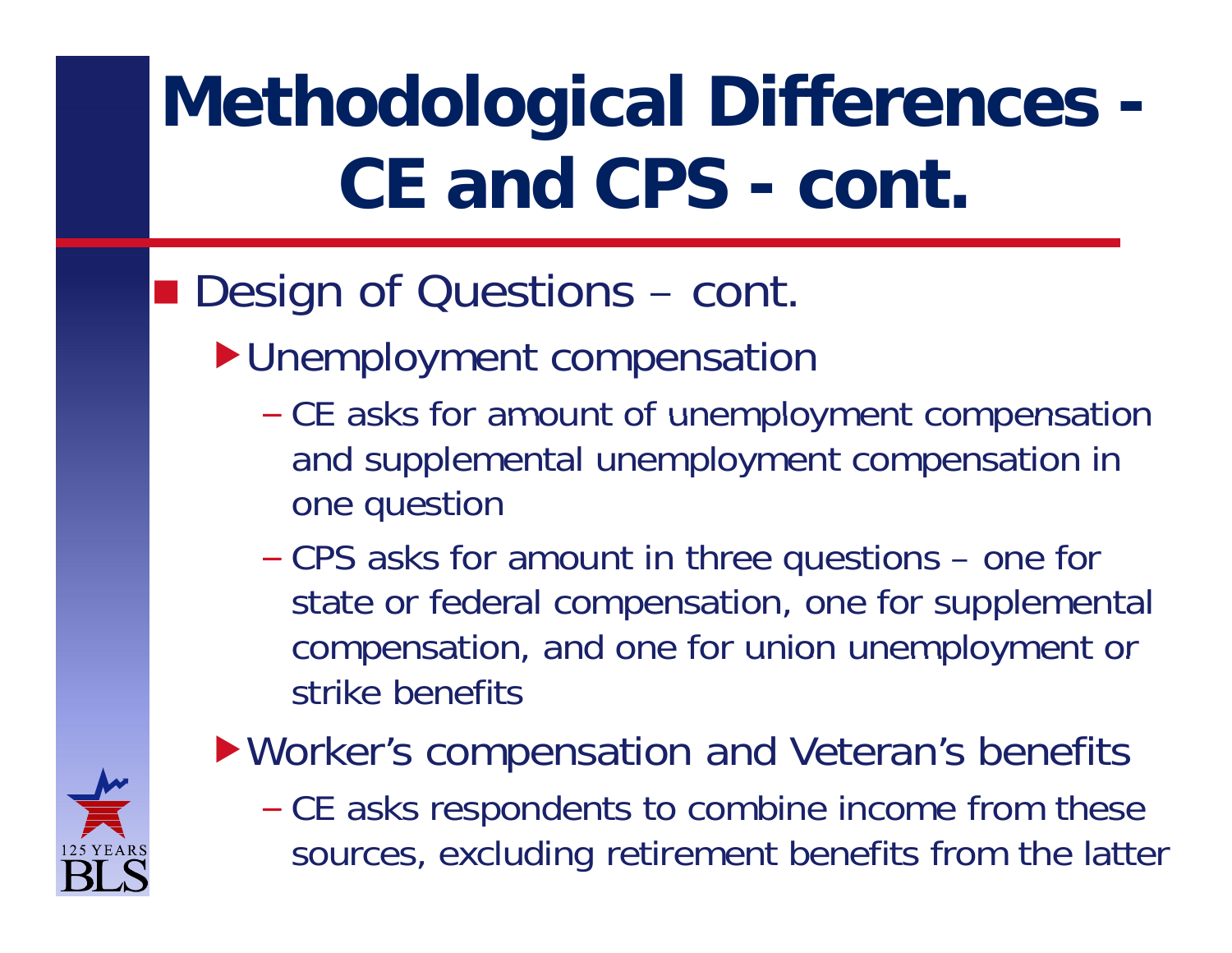# Methodological Differences - CE and CPS - cont.

- Design of Questions – cont.
  - Unemployment compensation
    - CE asks for amount of unemployment compensation and supplemental unemployment compensation in one question
    - CPS asks for amount in three questions – one for state or federal compensation, one for supplemental compensation, and one for union unemployment or strike benefits
  - Worker's compensation and Veteran's benefits
    - CE asks respondents to combine income from these sources, excluding retirement benefits from the latter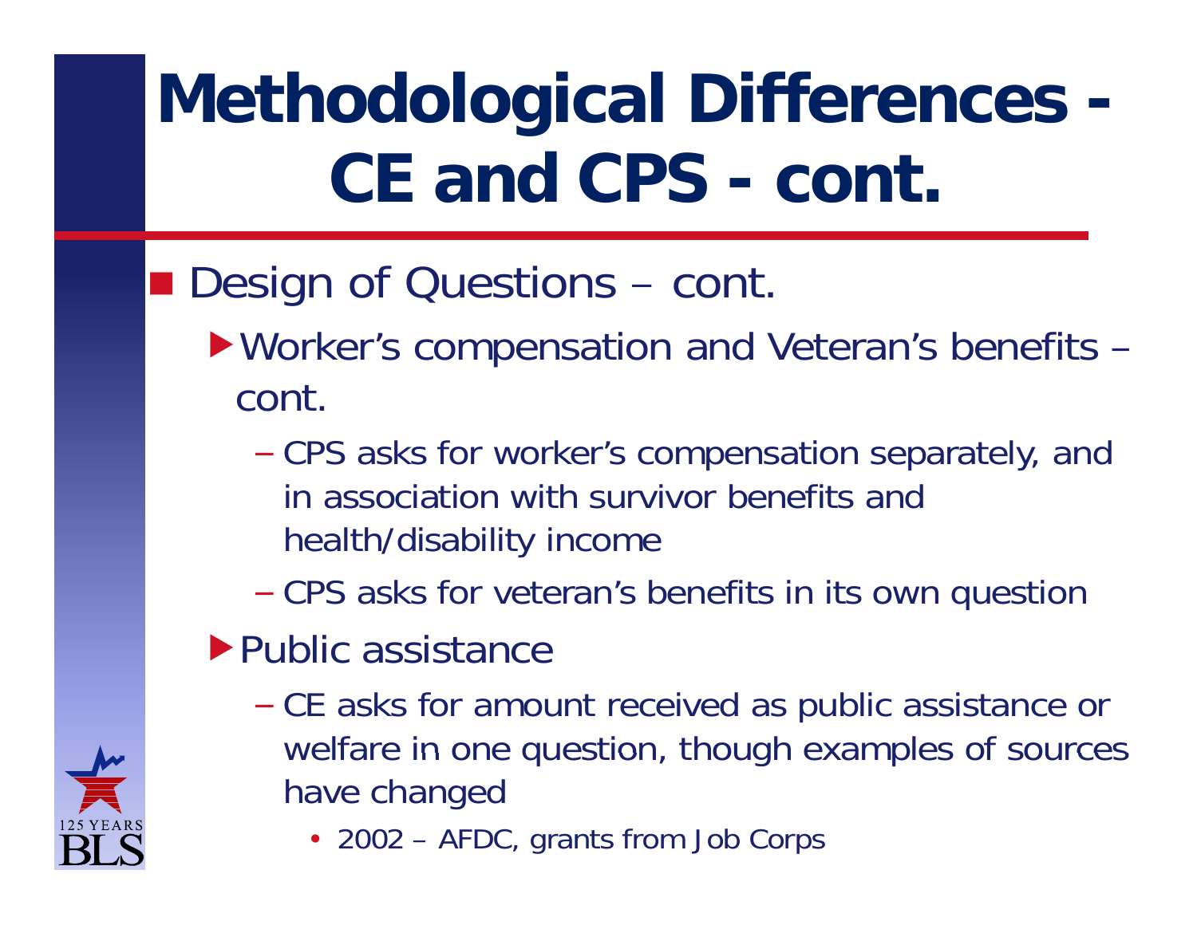# Methodological Differences - CE and CPS - cont.

- Design of Questions – cont.
  - Worker's compensation and Veteran's benefits – cont.
    - CPS asks for worker's compensation separately, and in association with survivor benefits and health/disability income
    - CPS asks for veteran's benefits in its own question
  - Public assistance
    - CE asks for amount received as public assistance or welfare in one question, though examples of sources have changed
      - 2002 – AFDC, grants from Job Corps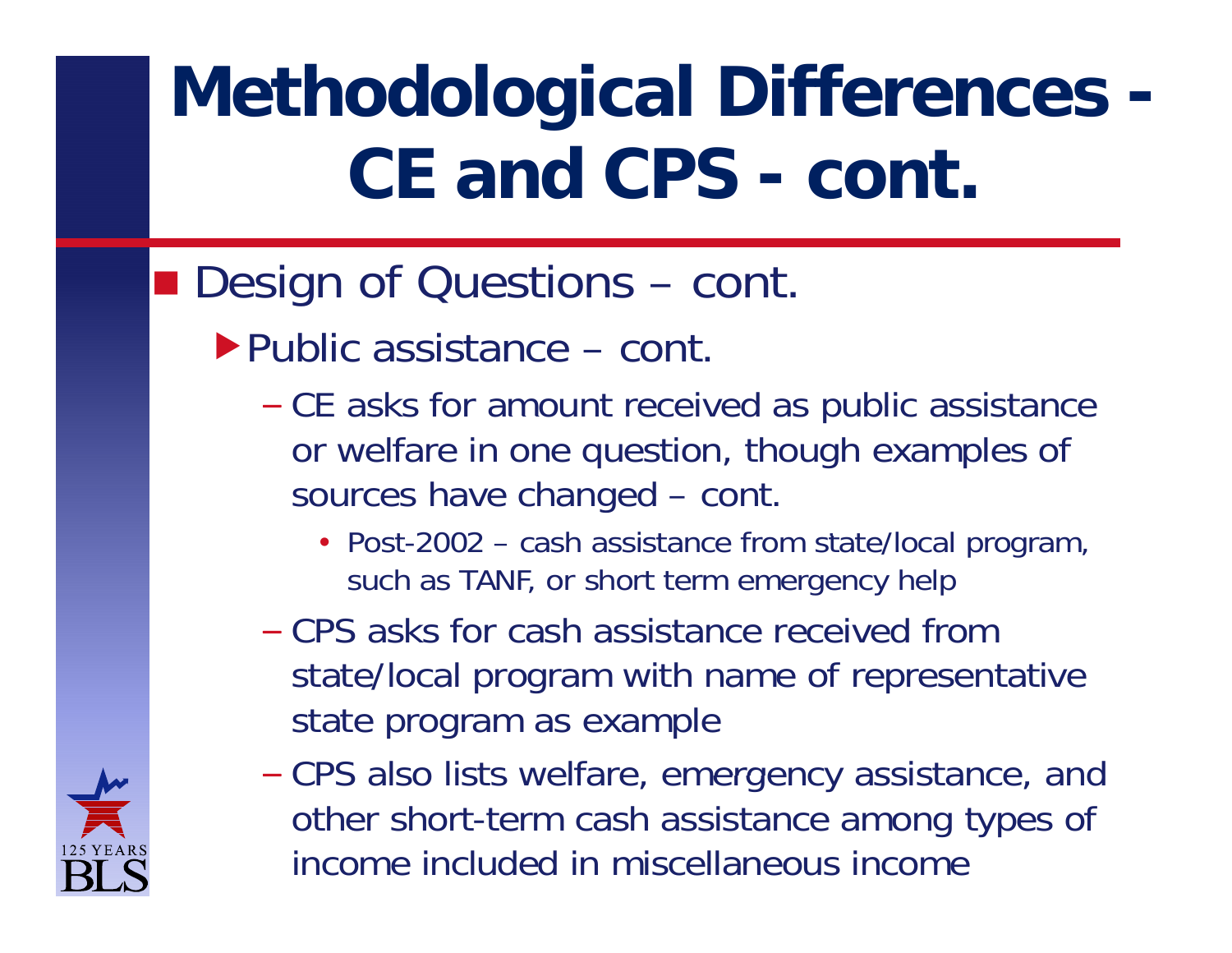# Methodological Differences - CE and CPS - cont.

- Design of Questions – cont.
  - Public assistance – cont.
    - CE asks for amount received as public assistance or welfare in one question, though examples of sources have changed – cont.
      - Post-2002 – cash assistance from state/local program, such as TANF, or short term emergency help
    - CPS asks for cash assistance received from state/local program with name of representative state program as example
    - CPS also lists welfare, emergency assistance, and other short-term cash assistance among types of income included in miscellaneous income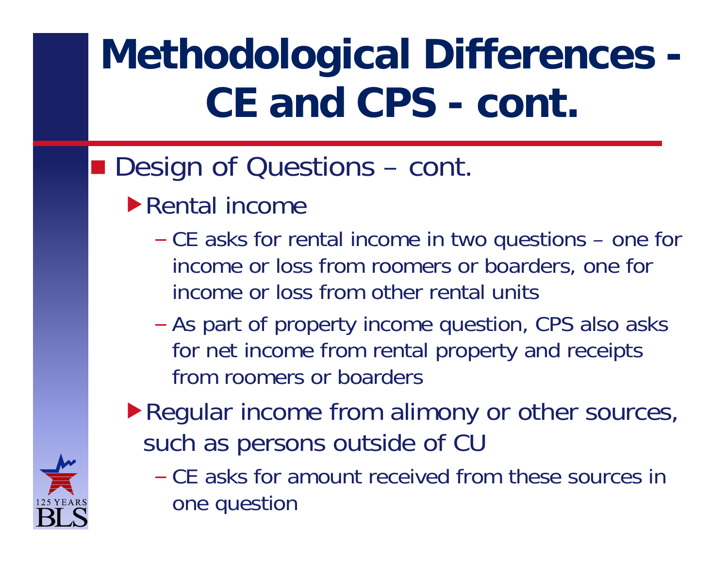# Methodological Differences - CE and CPS - cont.

- Design of Questions – cont.
  - Rental income
    - CE asks for rental income in two questions – one for income or loss from roomers or boarders, one for income or loss from other rental units
    - As part of property income question, CPS also asks for net income from rental property and receipts from roomers or boarders
  - Regular income from alimony or other sources, such as persons outside of CU
    - CE asks for amount received from these sources in one question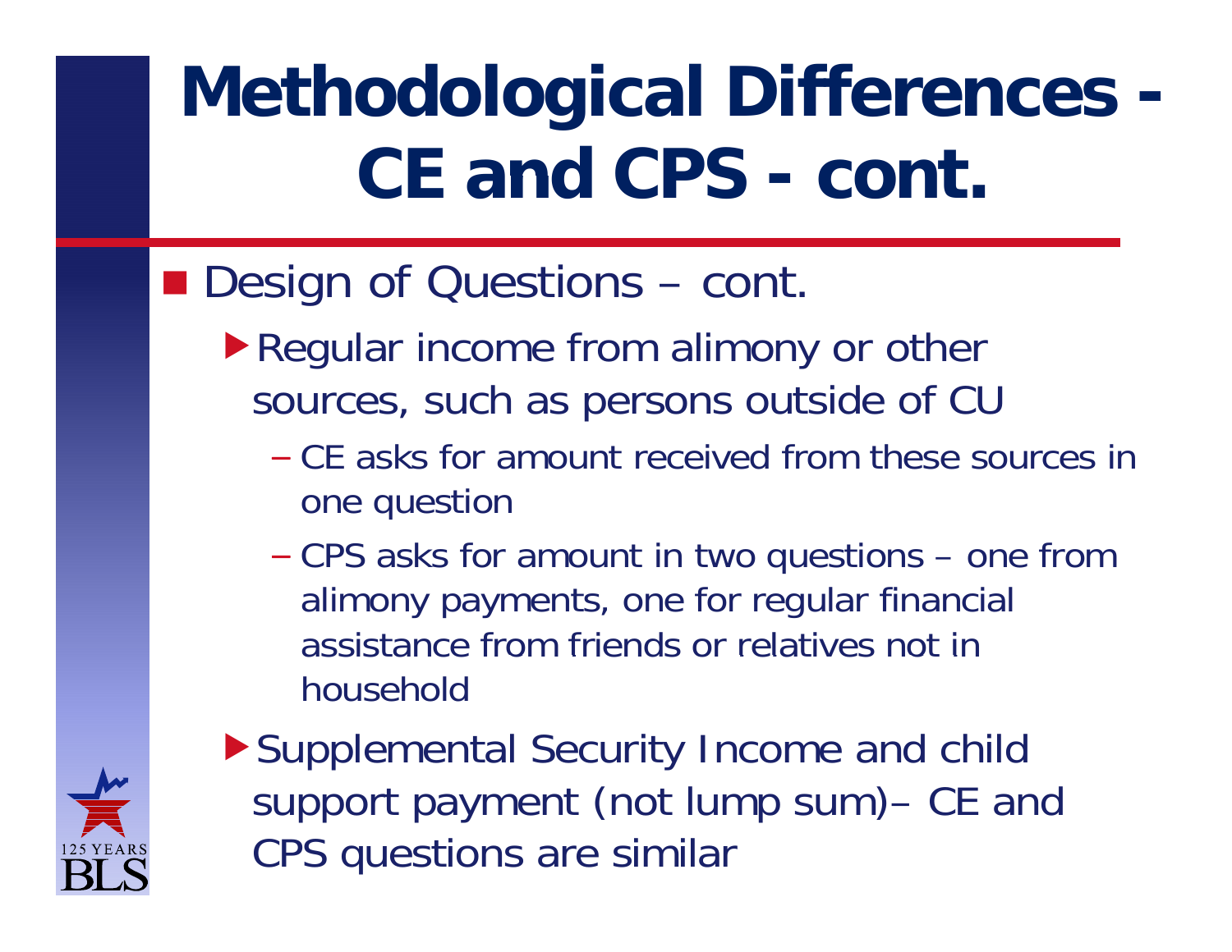# Methodological Differences - CE and CPS - cont.

- Design of Questions – cont.
  - Regular income from alimony or other sources, such as persons outside of CU
    - CE asks for amount received from these sources in one question
    - CPS asks for amount in two questions – one from alimony payments, one for regular financial assistance from friends or relatives not in household
  - Supplemental Security Income and child support payment (not lump sum)– CE and CPS questions are similar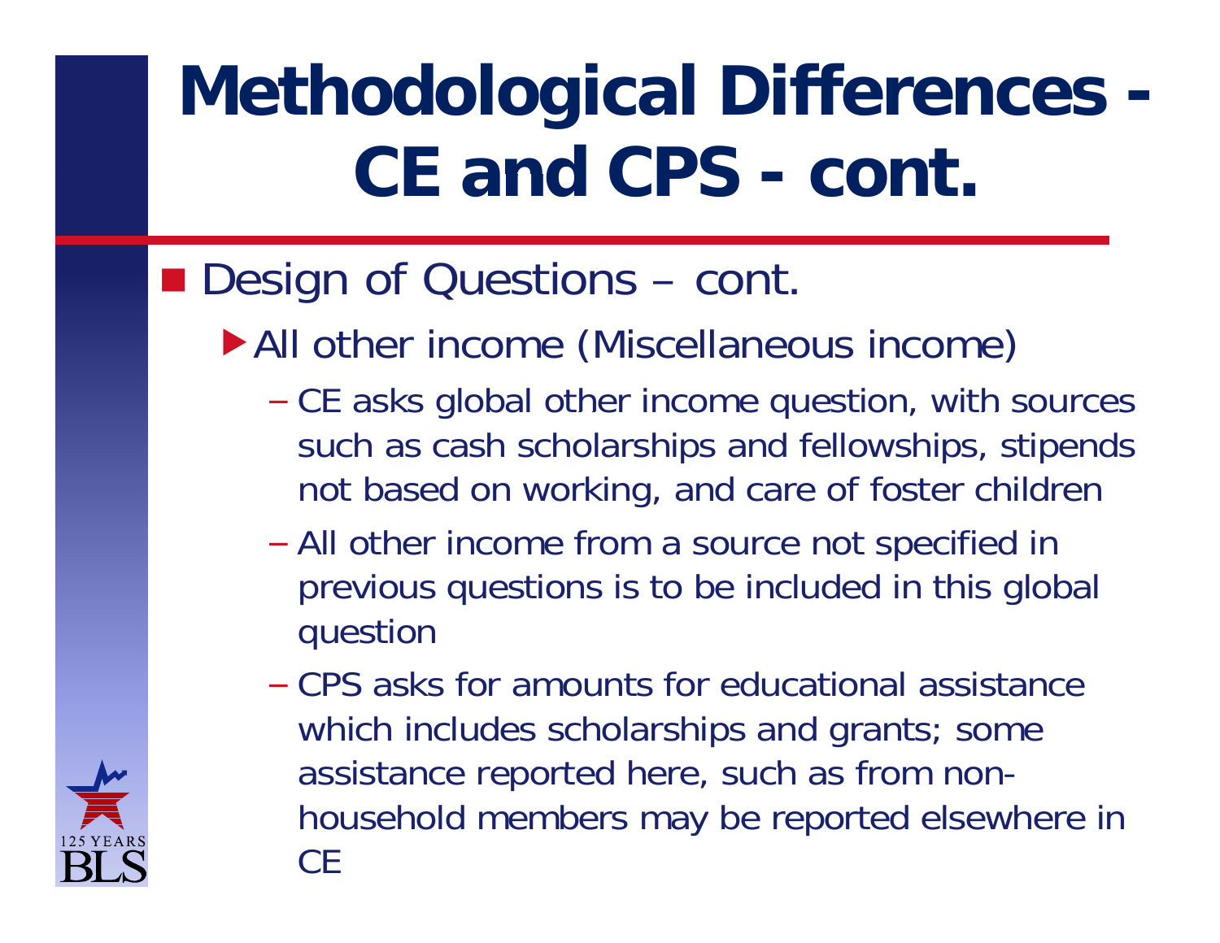# Methodological Differences - CE and CPS - cont.

- Design of Questions – cont.
  - All other income (Miscellaneous income)
    - CE asks global other income question, with sources such as cash scholarships and fellowships, stipends not based on working, and care of foster children
    - All other income from a source not specified in previous questions is to be included in this global question
    - CPS asks for amounts for educational assistance which includes scholarships and grants; some assistance reported here, such as from non-household members may be reported elsewhere in CE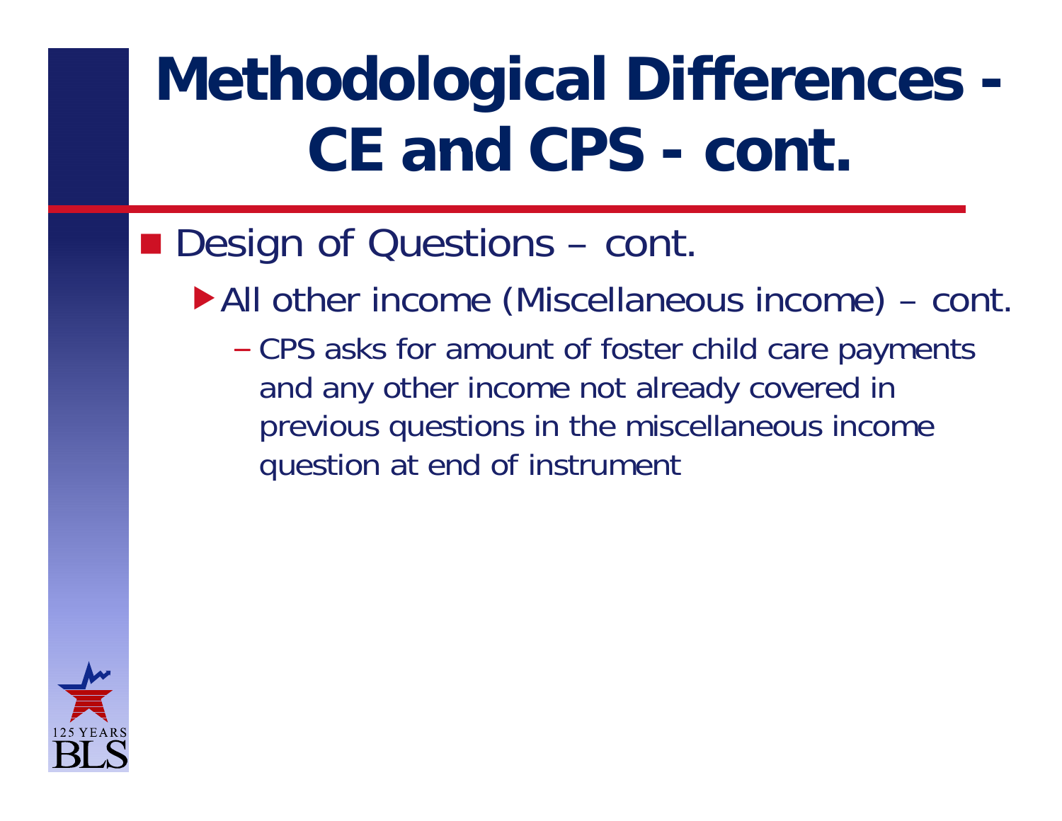# Methodological Differences - CE and CPS - cont.

- Design of Questions – cont.
  - All other income (Miscellaneous income) – cont.
    - CPS asks for amount of foster child care payments and any other income not already covered in previous questions in the miscellaneous income question at end of instrument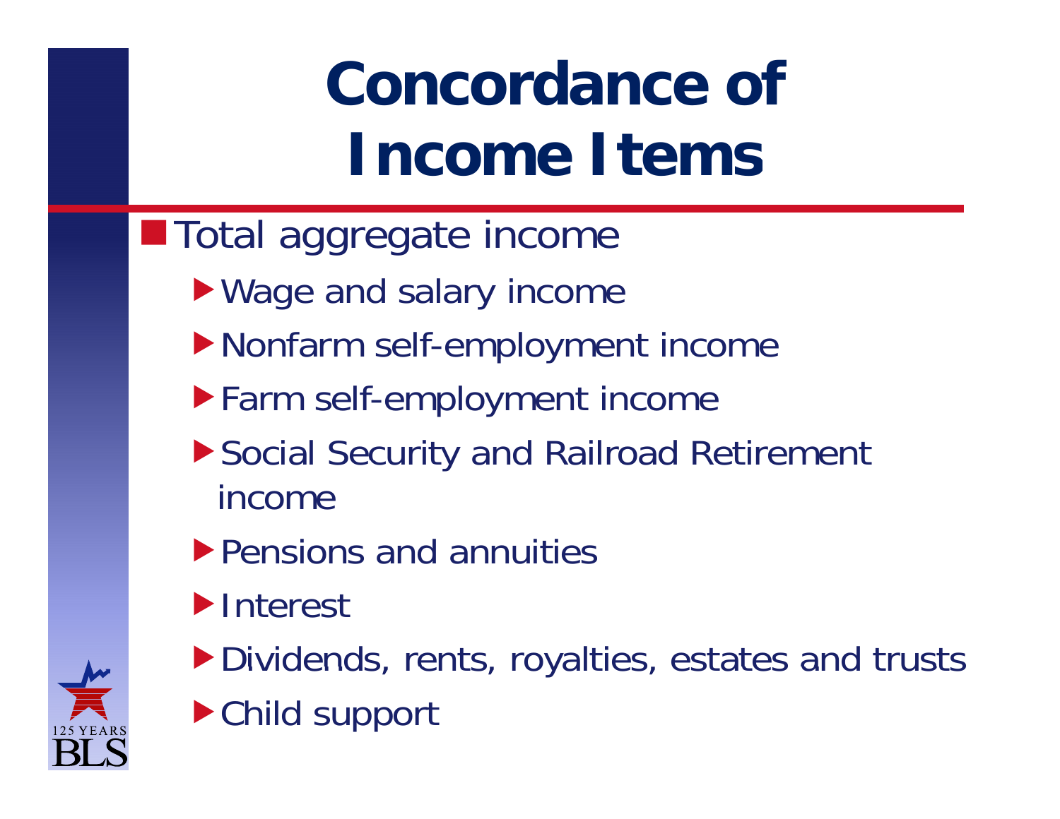# Concordance of Income Items

- Total aggregate income
  - Wage and salary income
  - Nonfarm self-employment income
  - Farm self-employment income
  - Social Security and Railroad Retirement income
  - Pensions and annuities
  - Interest
  - Dividends, rents, royalties, estates and trusts
  - Child support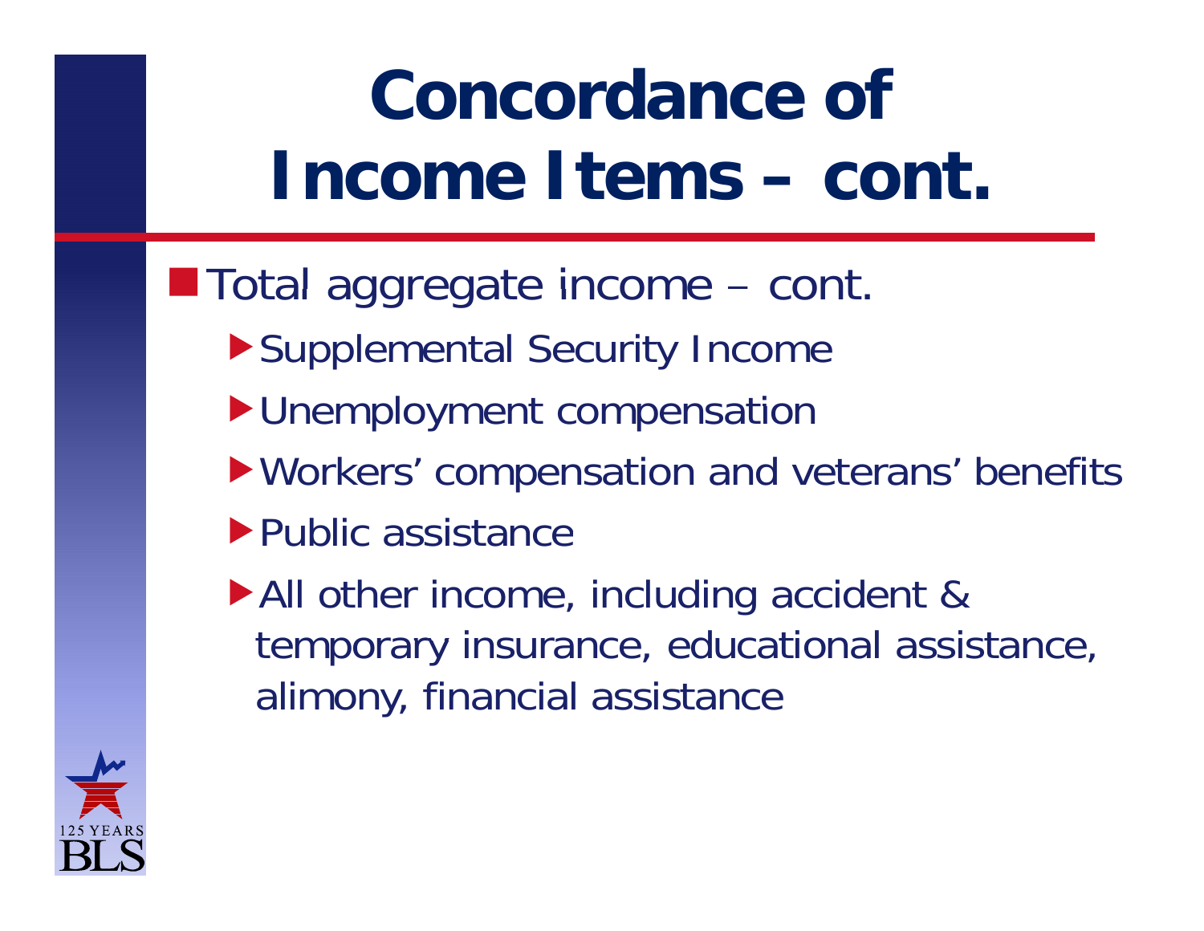# Concordance of Income Items – cont.

- Total aggregate income – cont.
  - Supplemental Security Income
  - Unemployment compensation
  - Workers' compensation and veterans' benefits
  - Public assistance
  - All other income, including accident & temporary insurance, educational assistance, alimony, financial assistance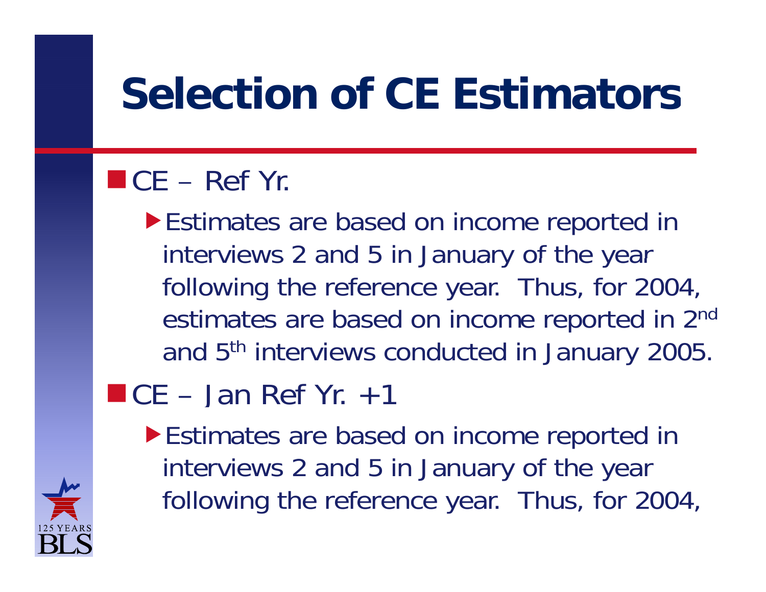# Selection of CE Estimators

- CE – Ref Yr.
  - Estimates are based on income reported in interviews 2 and 5 in January of the year following the reference year. Thus, for 2004, estimates are based on income reported in 2nd and 5th interviews conducted in January 2005.
- CE – Jan Ref Yr. +1
  - Estimates are based on income reported in interviews 2 and 5 in January of the year following the reference year. Thus, for 2004,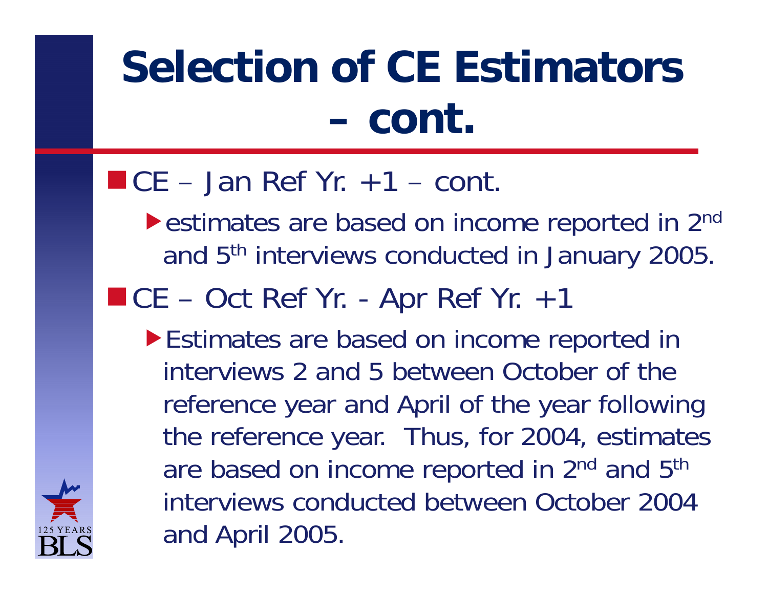# Selection of CE Estimators – cont.

- CE – Jan Ref Yr. +1 – cont.
  - estimates are based on income reported in 2nd and 5th interviews conducted in January 2005.
- CE – Oct Ref Yr. - Apr Ref Yr. +1
  - Estimates are based on income reported in interviews 2 and 5 between October of the reference year and April of the year following the reference year. Thus, for 2004, estimates are based on income reported in 2nd and 5th interviews conducted between October 2004 and April 2005.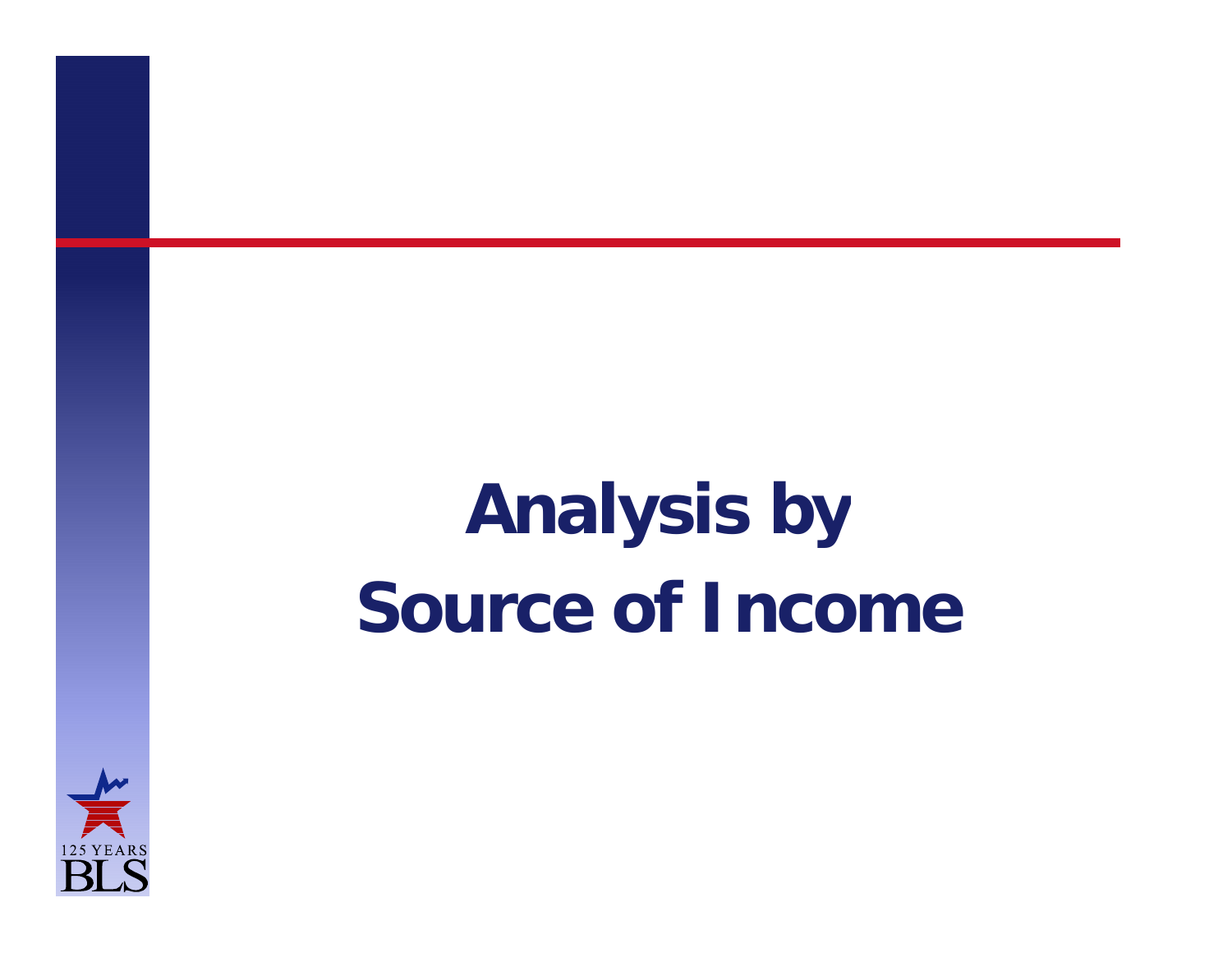# Analysis by Source of Income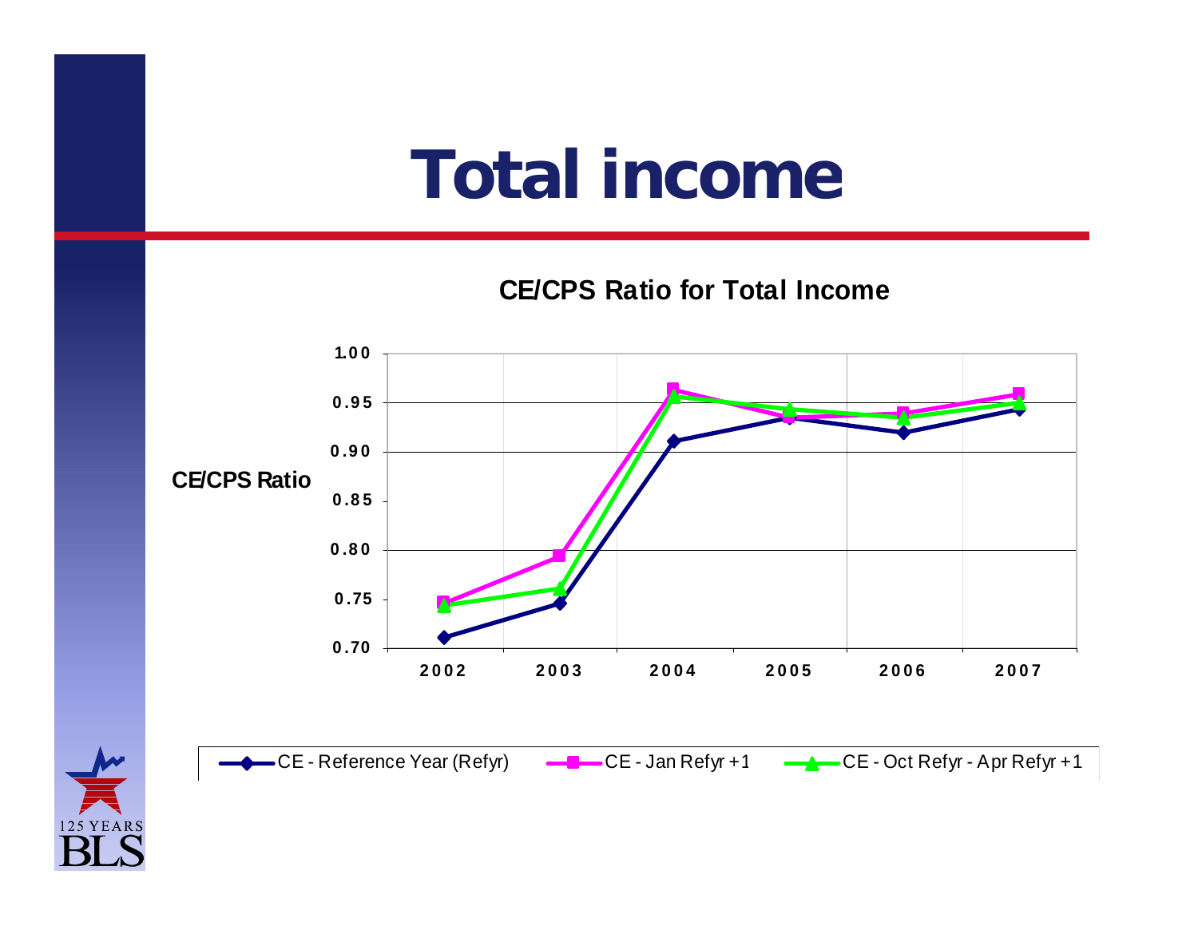# Total income

**CE/CPS Ratio for Total Income**

CE/CPS Ratio

1.00
0.95
0.90
0.85
0.80
0.75
0.70

2002 2003 2004 2005 2006 2007

CE - Reference Year (Refyr) | CE - Jan Refyr +1 | CE - Oct Refyr - Apr Refyr +1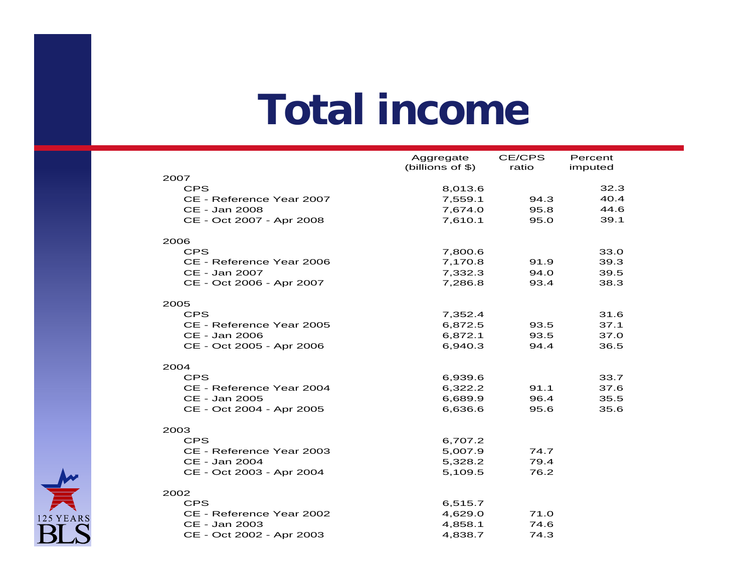# Total income

| | Aggregate (billions of $) | CE/CPS ratio | Percent imputed |
|---|---|---|---|
| **2007** | | | |
| CPS | 7,013.6 | | 32.3 |
| CE - Reference Year 2007 | 7,559.1 | 94.3 | 40.4 |
| CE - Jan 2008 | 7,674.0 | 95.8 | 44.6 |
| CE - Oct 2007 - Apr 2008 | 7,610.1 | 95.0 | 39.1 |
| **2006** | | | |
| CPS | 7,800.6 | | 33.0 |
| CE - Reference Year 2006 | 7,170.8 | 91.9 | 39.3 |
| CE - Jan 2007 | 7,332.3 | 94.0 | 39.5 |
| CE - Oct 2006 - Apr 2007 | 7,286.8 | 93.4 | 38.3 |
| **2005** | | | |
| CPS | 7,352.4 | | 31.6 |
| CE - Reference Year 2005 | 6,872.5 | 93.5 | 37.1 |
| CE - Jan 2006 | 6,872.1 | 93.5 | 37.0 |
| CE - Oct 2005 - Apr 2006 | 6,940.3 | 94.4 | 36.5 |
| **2004** | | | |
| CPS | 6,939.6 | | 33.7 |
| CE - Reference Year 2004 | 6,322.2 | 91.1 | 37.6 |
| CE - Jan 2005 | 6,689.9 | 96.4 | 35.5 |
| CE - Oct 2004 - Apr 2005 | 6,636.6 | 95.6 | 35.6 |
| **2003** | | | |
| CPS | 6,707.2 | | |
| CE - Reference Year 2003 | 5,007.9 | 74.7 | |
| CE - Jan 2004 | 5,328.2 | 79.4 | |
| CE - Oct 2003 - Apr 2004 | 5,109.5 | 76.2 | |
| **2002** | | | |
| CPS | 6,515.7 | | |
| CE - Reference Year 2002 | 4,629.0 | 71.0 | |
| CE - Jan 2003 | 4,858.1 | 74.6 | |
| CE - Oct 2002 - Apr 2003 | 4,838.7 | 74.3 | |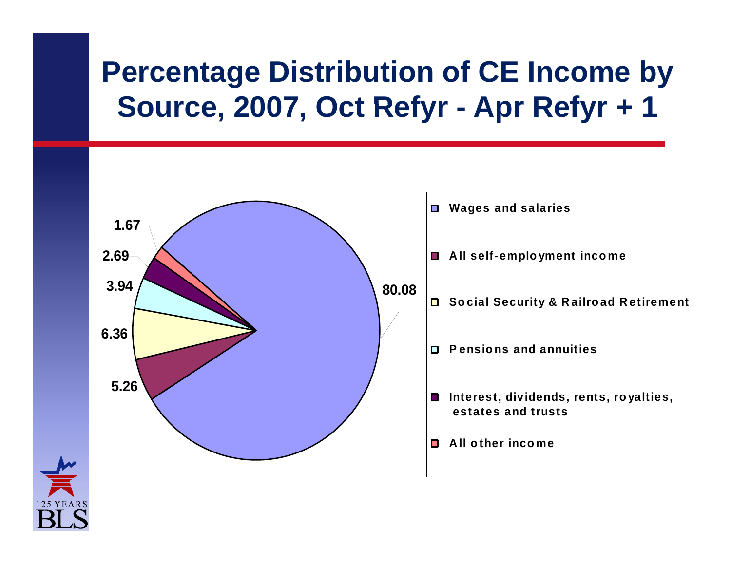# Percentage Distribution of CE Income by Source, 2007, Oct Refyr - Apr Refyr + 1

| Source | Percent |
|---|---|
| Wages and salaries | 80.08 |
| All self-employment income | 5.26 |
| Social Security & Railroad Retirement | 6.36 |
| Pensions and annuities | 3.94 |
| Interest, dividends, rents, royalties, estates and trusts | 2.69 |
| All other income | 1.67 |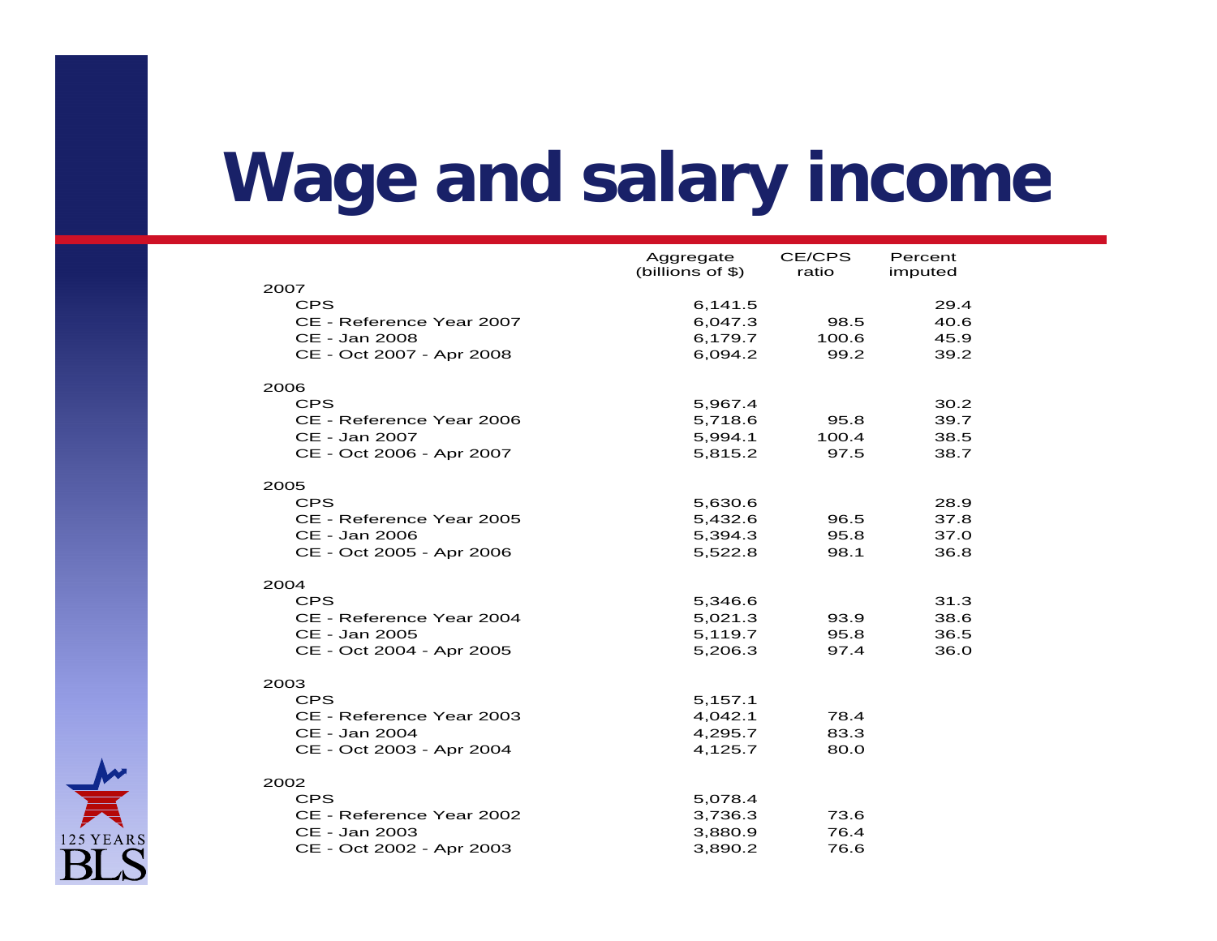# Wage and salary income

| | Aggregate (billions of $) | CE/CPS ratio | Percent imputed |
|---|---|---|---|
| **2007** | | | |
| CPS | 6,141.5 | | 29.4 |
| CE - Reference Year 2007 | 6,047.3 | 98.5 | 40.6 |
| CE - Jan 2008 | 6,179.7 | 100.6 | 45.9 |
| CE - Oct 2007 - Apr 2008 | 6,094.2 | 99.2 | 39.2 |
| **2006** | | | |
| CPS | 5,967.4 | | 30.2 |
| CE - Reference Year 2006 | 5,718.6 | 95.8 | 39.7 |
| CE - Jan 2007 | 5,994.1 | 100.4 | 38.5 |
| CE - Oct 2006 - Apr 2007 | 5,815.2 | 97.5 | 38.7 |
| **2005** | | | |
| CPS | 5,630.6 | | 28.9 |
| CE - Reference Year 2005 | 5,432.6 | 96.5 | 37.8 |
| CE - Jan 2006 | 5,394.3 | 95.8 | 37.0 |
| CE - Oct 2005 - Apr 2006 | 5,522.8 | 98.1 | 36.8 |
| **2004** | | | |
| CPS | 5,346.6 | | 31.3 |
| CE - Reference Year 2004 | 5,021.3 | 93.9 | 38.6 |
| CE - Jan 2005 | 5,119.7 | 95.8 | 36.5 |
| CE - Oct 2004 - Apr 2005 | 5,206.3 | 97.4 | 36.0 |
| **2003** | | | |
| CPS | 5,157.1 | | |
| CE - Reference Year 2003 | 4,042.1 | 78.4 | |
| CE - Jan 2004 | 4,295.7 | 83.3 | |
| CE - Oct 2003 - Apr 2004 | 4,125.7 | 80.0 | |
| **2002** | | | |
| CPS | 5,078.4 | | |
| CE - Reference Year 2002 | 3,736.3 | 73.6 | |
| CE - Jan 2003 | 3,880.9 | 76.4 | |
| CE - Oct 2002 - Apr 2003 | 3,890.2 | 76.6 | |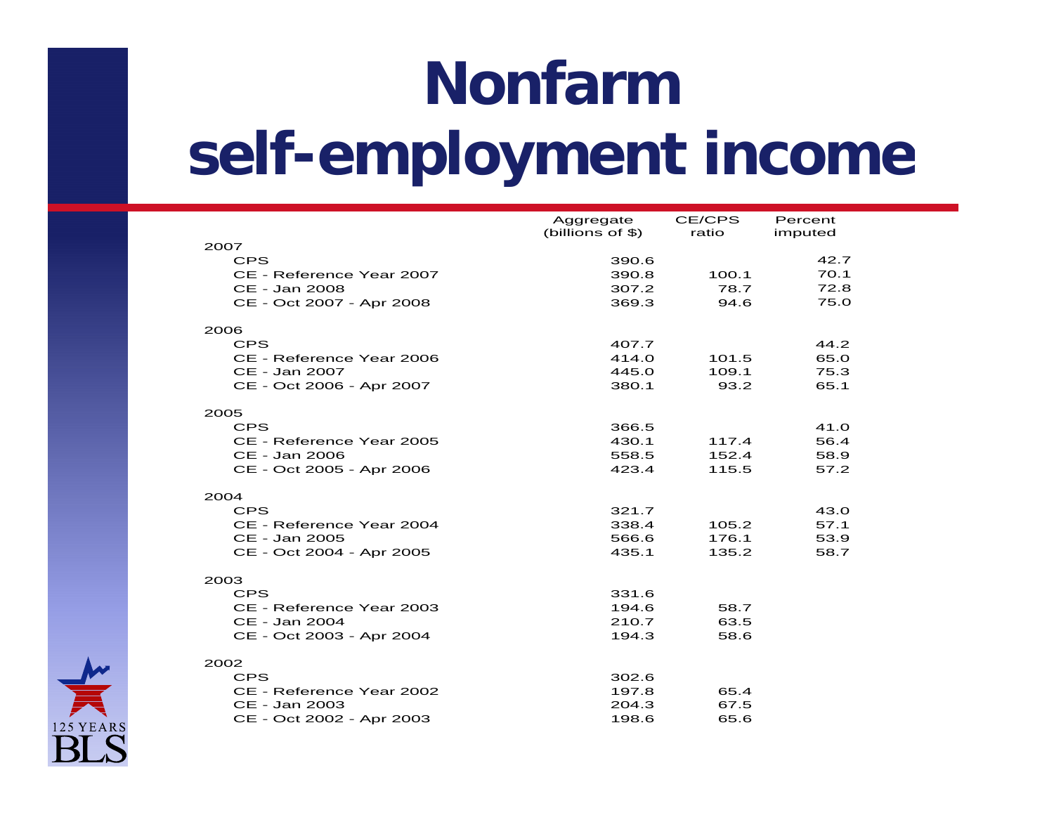# Nonfarm self-employment income

| | Aggregate (billions of $) | CE/CPS ratio | Percent imputed |
|---|---|---|---|
| **2007** | | | |
| CPS | 390.6 | | 42.7 |
| CE - Reference Year 2007 | 390.8 | 100.1 | 70.1 |
| CE - Jan 2008 | 307.2 | 78.7 | 72.8 |
| CE - Oct 2007 - Apr 2008 | 369.3 | 94.6 | 75.0 |
| **2006** | | | |
| CPS | 407.7 | | 44.2 |
| CE - Reference Year 2006 | 414.0 | 101.5 | 65.0 |
| CE - Jan 2007 | 445.0 | 109.1 | 75.3 |
| CE - Oct 2006 - Apr 2007 | 380.1 | 93.2 | 65.1 |
| **2005** | | | |
| CPS | 366.5 | | 41.0 |
| CE - Reference Year 2005 | 430.1 | 117.4 | 56.4 |
| CE - Jan 2006 | 558.5 | 152.4 | 58.9 |
| CE - Oct 2005 - Apr 2006 | 423.4 | 115.5 | 57.2 |
| **2004** | | | |
| CPS | 321.7 | | 43.0 |
| CE - Reference Year 2004 | 338.4 | 105.2 | 57.1 |
| CE - Jan 2005 | 566.6 | 176.1 | 53.9 |
| CE - Oct 2004 - Apr 2005 | 435.1 | 135.2 | 58.7 |
| **2003** | | | |
| CPS | 331.6 | | |
| CE - Reference Year 2003 | 194.6 | 58.7 | |
| CE - Jan 2004 | 210.7 | 63.5 | |
| CE - Oct 2003 - Apr 2004 | 194.3 | 58.6 | |
| **2002** | | | |
| CPS | 302.6 | | |
| CE - Reference Year 2002 | 197.8 | 65.4 | |
| CE - Jan 2003 | 204.3 | 67.5 | |
| CE - Oct 2002 - Apr 2003 | 198.6 | 65.6 | |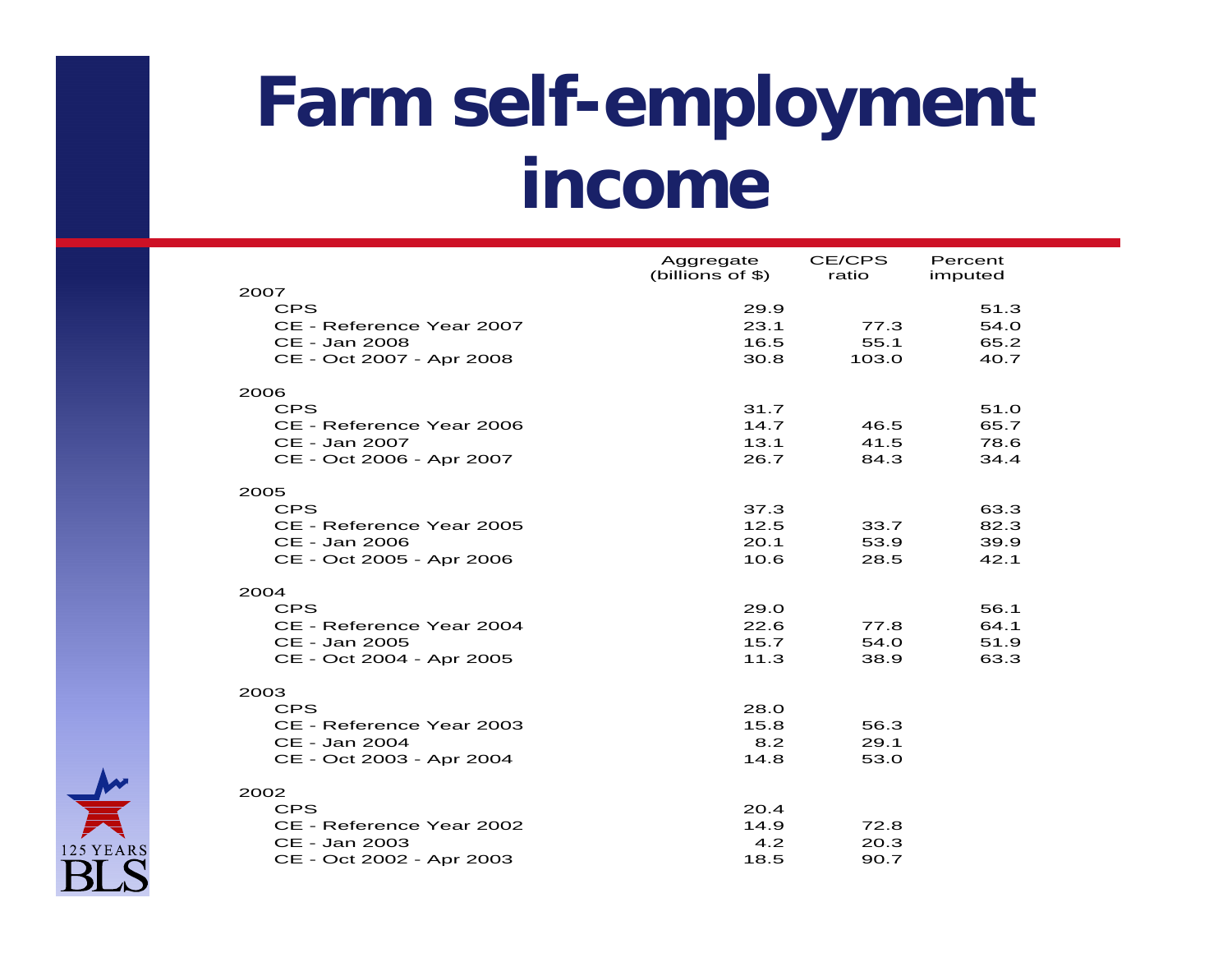# Farm self-employment income

| | Aggregate (billions of $) | CE/CPS ratio | Percent imputed |
|---|---|---|---|
| **2007** | | | |
| CPS | 29.9 | | 51.3 |
| CE - Reference Year 2007 | 23.1 | 77.3 | 54.0 |
| CE - Jan 2008 | 16.5 | 55.1 | 65.2 |
| CE - Oct 2007 - Apr 2008 | 30.8 | 103.0 | 40.7 |
| **2006** | | | |
| CPS | 31.7 | | 51.0 |
| CE - Reference Year 2006 | 14.7 | 46.5 | 65.7 |
| CE - Jan 2007 | 13.1 | 41.5 | 78.6 |
| CE - Oct 2006 - Apr 2007 | 26.7 | 84.3 | 34.4 |
| **2005** | | | |
| CPS | 37.3 | | 63.3 |
| CE - Reference Year 2005 | 12.5 | 33.7 | 82.3 |
| CE - Jan 2006 | 20.1 | 53.9 | 39.9 |
| CE - Oct 2005 - Apr 2006 | 10.6 | 28.5 | 42.1 |
| **2004** | | | |
| CPS | 29.0 | | 56.1 |
| CE - Reference Year 2004 | 22.6 | 77.8 | 64.1 |
| CE - Jan 2005 | 15.7 | 54.0 | 51.9 |
| CE - Oct 2004 - Apr 2005 | 11.3 | 38.9 | 63.3 |
| **2003** | | | |
| CPS | 28.0 | | |
| CE - Reference Year 2003 | 15.8 | 56.3 | |
| CE - Jan 2004 | 8.2 | 29.1 | |
| CE - Oct 2003 - Apr 2004 | 14.8 | 53.0 | |
| **2002** | | | |
| CPS | 20.4 | | |
| CE - Reference Year 2002 | 14.9 | 72.8 | |
| CE - Jan 2003 | 4.2 | 20.3 | |
| CE - Oct 2002 - Apr 2003 | 18.5 | 90.7 | |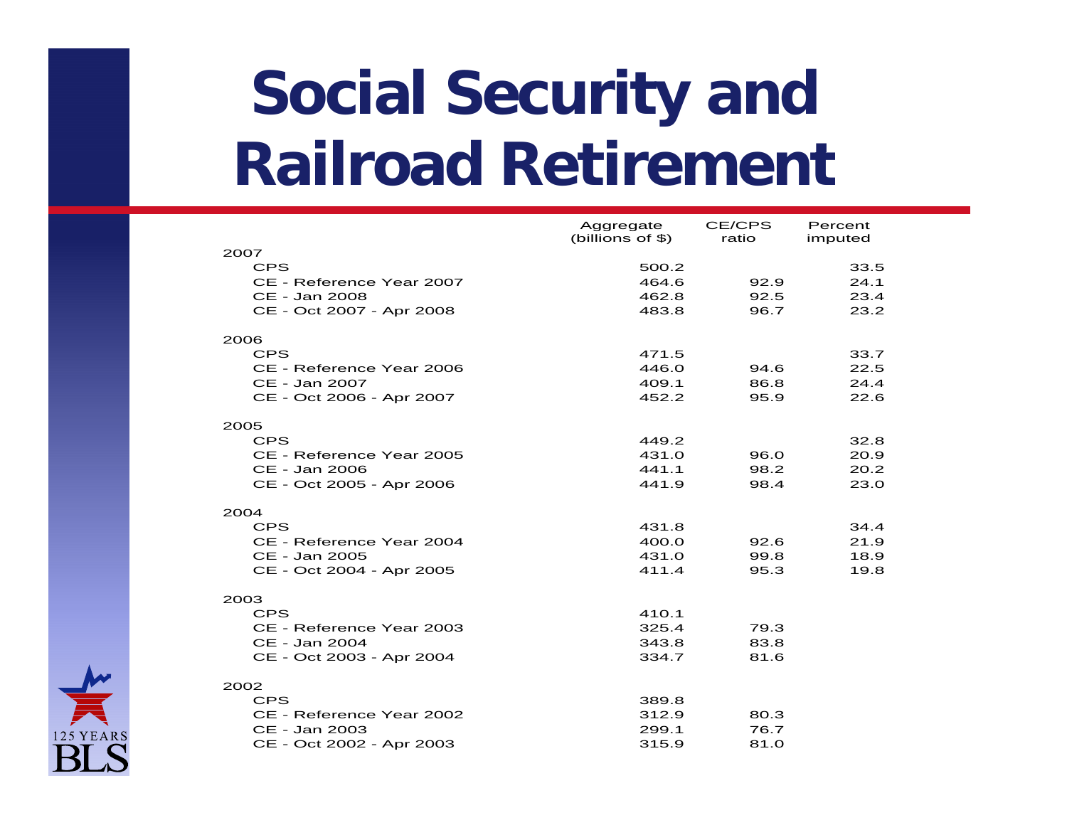# Social Security and Railroad Retirement

| | Aggregate (billions of $) | CE/CPS ratio | Percent imputed |
|---|---|---|---|
| **2007** | | | |
| CPS | 500.2 | | 33.5 |
| CE - Reference Year 2007 | 464.6 | 92.9 | 24.1 |
| CE - Jan 2008 | 462.8 | 92.5 | 23.4 |
| CE - Oct 2007 - Apr 2008 | 483.8 | 96.7 | 23.2 |
| **2006** | | | |
| CPS | 471.5 | | 33.7 |
| CE - Reference Year 2006 | 446.0 | 94.6 | 22.5 |
| CE - Jan 2007 | 409.1 | 86.8 | 24.4 |
| CE - Oct 2006 - Apr 2007 | 452.2 | 95.9 | 22.6 |
| **2005** | | | |
| CPS | 449.2 | | 32.8 |
| CE - Reference Year 2005 | 431.0 | 96.0 | 20.9 |
| CE - Jan 2006 | 441.1 | 98.2 | 20.2 |
| CE - Oct 2005 - Apr 2006 | 441.9 | 98.4 | 23.0 |
| **2004** | | | |
| CPS | 431.8 | | 34.4 |
| CE - Reference Year 2004 | 400.0 | 92.6 | 21.9 |
| CE - Jan 2005 | 431.0 | 99.8 | 18.9 |
| CE - Oct 2004 - Apr 2005 | 411.4 | 95.3 | 19.8 |
| **2003** | | | |
| CPS | 410.1 | | |
| CE - Reference Year 2003 | 325.4 | 79.3 | |
| CE - Jan 2004 | 343.8 | 83.8 | |
| CE - Oct 2003 - Apr 2004 | 334.7 | 81.6 | |
| **2002** | | | |
| CPS | 389.8 | | |
| CE - Reference Year 2002 | 312.9 | 80.3 | |
| CE - Jan 2003 | 299.1 | 76.7 | |
| CE - Oct 2002 - Apr 2003 | 315.9 | 81.0 | |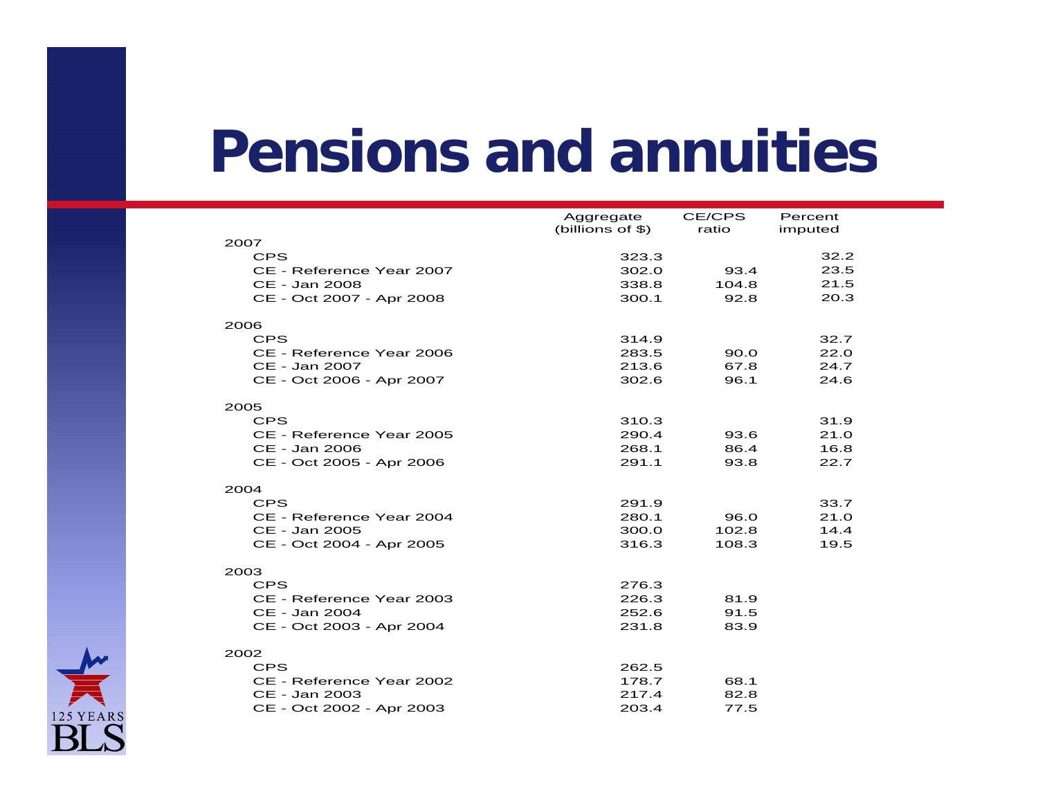# Pensions and annuities

| | Aggregate (billions of $) | CE/CPS ratio | Percent imputed |
|---|---|---|---|
| **2007** | | | |
| CPS | 323.3 | | 32.2 |
| CE - Reference Year 2007 | 302.0 | 93.4 | 23.5 |
| CE - Jan 2008 | 338.8 | 104.8 | 21.5 |
| CE - Oct 2007 - Apr 2008 | 300.1 | 92.8 | 20.3 |
| **2006** | | | |
| CPS | 314.9 | | 32.7 |
| CE - Reference Year 2006 | 283.5 | 90.0 | 22.0 |
| CE - Jan 2007 | 213.6 | 67.8 | 24.7 |
| CE - Oct 2006 - Apr 2007 | 302.6 | 96.1 | 24.6 |
| **2005** | | | |
| CPS | 310.3 | | 31.9 |
| CE - Reference Year 2005 | 290.4 | 93.6 | 21.0 |
| CE - Jan 2006 | 268.1 | 86.4 | 16.8 |
| CE - Oct 2005 - Apr 2006 | 291.1 | 93.8 | 22.7 |
| **2004** | | | |
| CPS | 291.9 | | 33.7 |
| CE - Reference Year 2004 | 280.1 | 96.0 | 21.0 |
| CE - Jan 2005 | 300.0 | 102.8 | 14.4 |
| CE - Oct 2004 - Apr 2005 | 316.3 | 108.3 | 19.5 |
| **2003** | | | |
| CPS | 276.3 | | |
| CE - Reference Year 2003 | 226.3 | 81.9 | |
| CE - Jan 2004 | 252.6 | 91.5 | |
| CE - Oct 2003 - Apr 2004 | 231.8 | 83.9 | |
| **2002** | | | |
| CPS | 262.5 | | |
| CE - Reference Year 2002 | 178.7 | 68.1 | |
| CE - Jan 2003 | 217.4 | 82.8 | |
| CE - Oct 2002 - Apr 2003 | 203.4 | 77.5 | |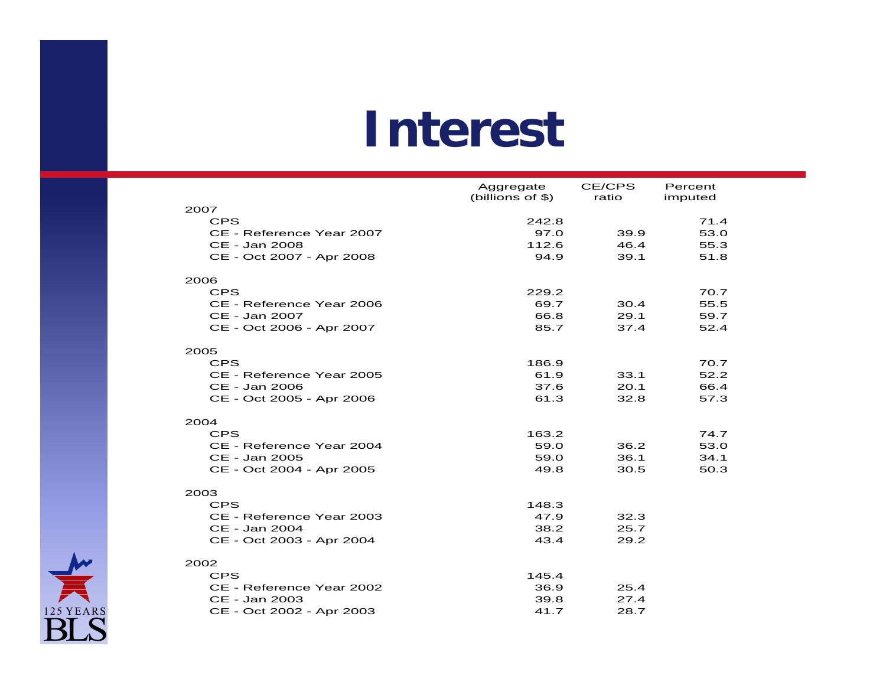# Interest

| | Aggregate (billions of $) | CE/CPS ratio | Percent imputed |
|---|---|---|---|
| **2007** | | | |
| CPS | 242.8 | | 71.4 |
| CE - Reference Year 2007 | 97.0 | 39.9 | 53.0 |
| CE - Jan 2008 | 112.6 | 46.4 | 55.3 |
| CE - Oct 2007 - Apr 2008 | 94.9 | 39.1 | 51.8 |
| **2006** | | | |
| CPS | 229.2 | | 70.7 |
| CE - Reference Year 2006 | 69.7 | 30.4 | 55.5 |
| CE - Jan 2007 | 66.8 | 29.1 | 59.7 |
| CE - Oct 2006 - Apr 2007 | 85.7 | 37.4 | 52.4 |
| **2005** | | | |
| CPS | 186.9 | | 70.7 |
| CE - Reference Year 2005 | 61.9 | 33.1 | 52.2 |
| CE - Jan 2006 | 37.6 | 20.1 | 66.4 |
| CE - Oct 2005 - Apr 2006 | 61.3 | 32.8 | 57.3 |
| **2004** | | | |
| CPS | 163.2 | | 74.7 |
| CE - Reference Year 2004 | 59.0 | 36.2 | 53.0 |
| CE - Jan 2005 | 59.0 | 36.1 | 34.1 |
| CE - Oct 2004 - Apr 2005 | 49.8 | 30.5 | 50.3 |
| **2003** | | | |
| CPS | 148.3 | | |
| CE - Reference Year 2003 | 47.9 | 32.3 | |
| CE - Jan 2004 | 38.2 | 25.7 | |
| CE - Oct 2003 - Apr 2004 | 43.4 | 29.2 | |
| **2002** | | | |
| CPS | 145.4 | | |
| CE - Reference Year 2002 | 36.9 | 25.4 | |
| CE - Jan 2003 | 39.8 | 27.4 | |
| CE - Oct 2002 - Apr 2003 | 41.7 | 28.7 | |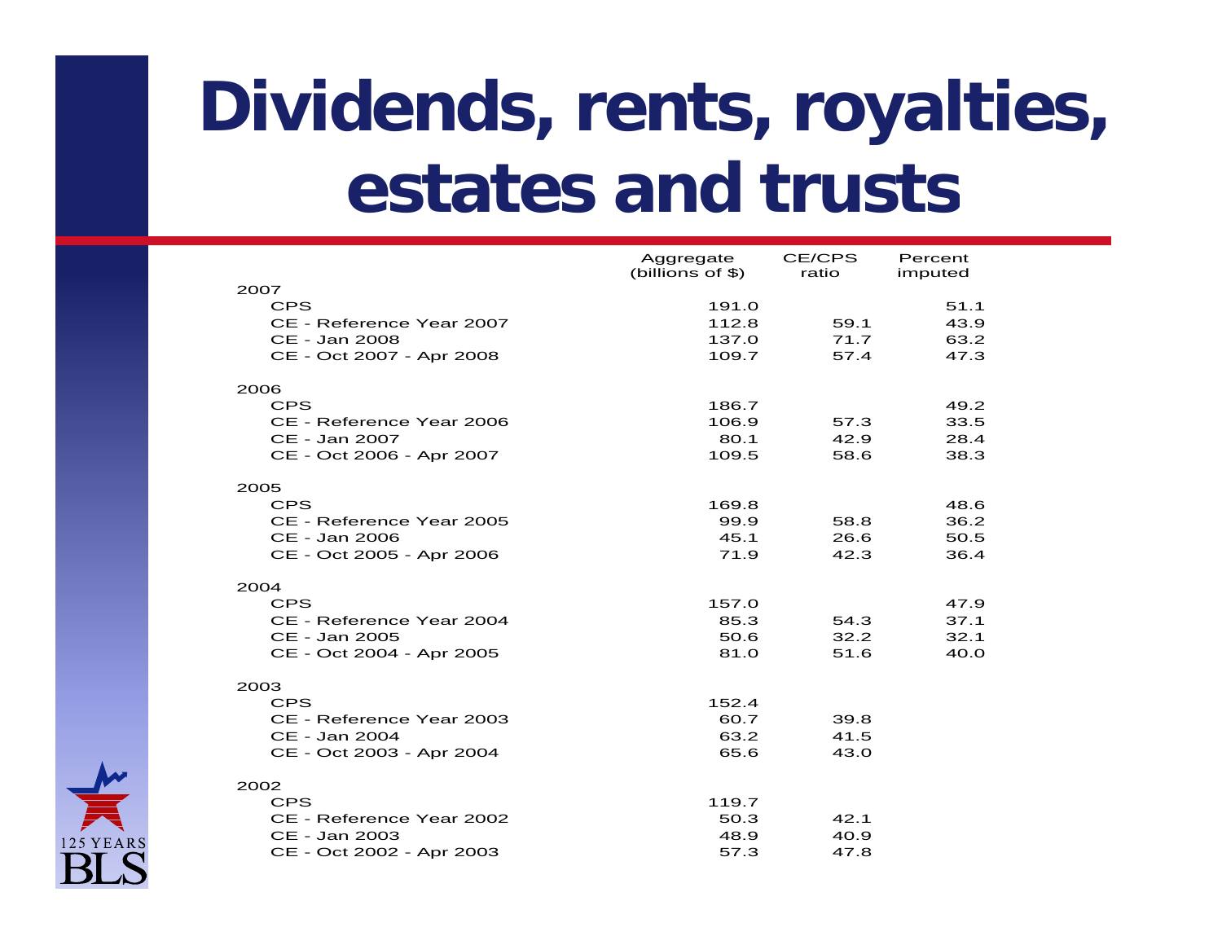# Dividends, rents, royalties, estates and trusts

| | Aggregate (billions of $) | CE/CPS ratio | Percent imputed |
|---|---|---|---|
| **2007** | | | |
| CPS | 191.0 | | 51.1 |
| CE - Reference Year 2007 | 112.8 | 59.1 | 43.9 |
| CE - Jan 2008 | 137.0 | 71.7 | 63.2 |
| CE - Oct 2007 - Apr 2008 | 109.7 | 57.4 | 47.3 |
| **2006** | | | |
| CPS | 186.7 | | 49.2 |
| CE - Reference Year 2006 | 106.9 | 57.3 | 33.5 |
| CE - Jan 2007 | 80.1 | 42.9 | 28.4 |
| CE - Oct 2006 - Apr 2007 | 109.5 | 58.6 | 38.3 |
| **2005** | | | |
| CPS | 169.8 | | 48.6 |
| CE - Reference Year 2005 | 99.9 | 58.8 | 36.2 |
| CE - Jan 2006 | 45.1 | 26.6 | 50.5 |
| CE - Oct 2005 - Apr 2006 | 71.9 | 42.3 | 36.4 |
| **2004** | | | |
| CPS | 157.0 | | 47.9 |
| CE - Reference Year 2004 | 85.3 | 54.3 | 37.1 |
| CE - Jan 2005 | 50.6 | 32.2 | 32.1 |
| CE - Oct 2004 - Apr 2005 | 81.0 | 51.6 | 40.0 |
| **2003** | | | |
| CPS | 152.4 | | |
| CE - Reference Year 2003 | 60.7 | 39.8 | |
| CE - Jan 2004 | 63.2 | 41.5 | |
| CE - Oct 2003 - Apr 2004 | 65.6 | 43.0 | |
| **2002** | | | |
| CPS | 119.7 | | |
| CE - Reference Year 2002 | 50.3 | 42.1 | |
| CE - Jan 2003 | 48.9 | 40.9 | |
| CE - Oct 2002 - Apr 2003 | 57.3 | 47.8 | |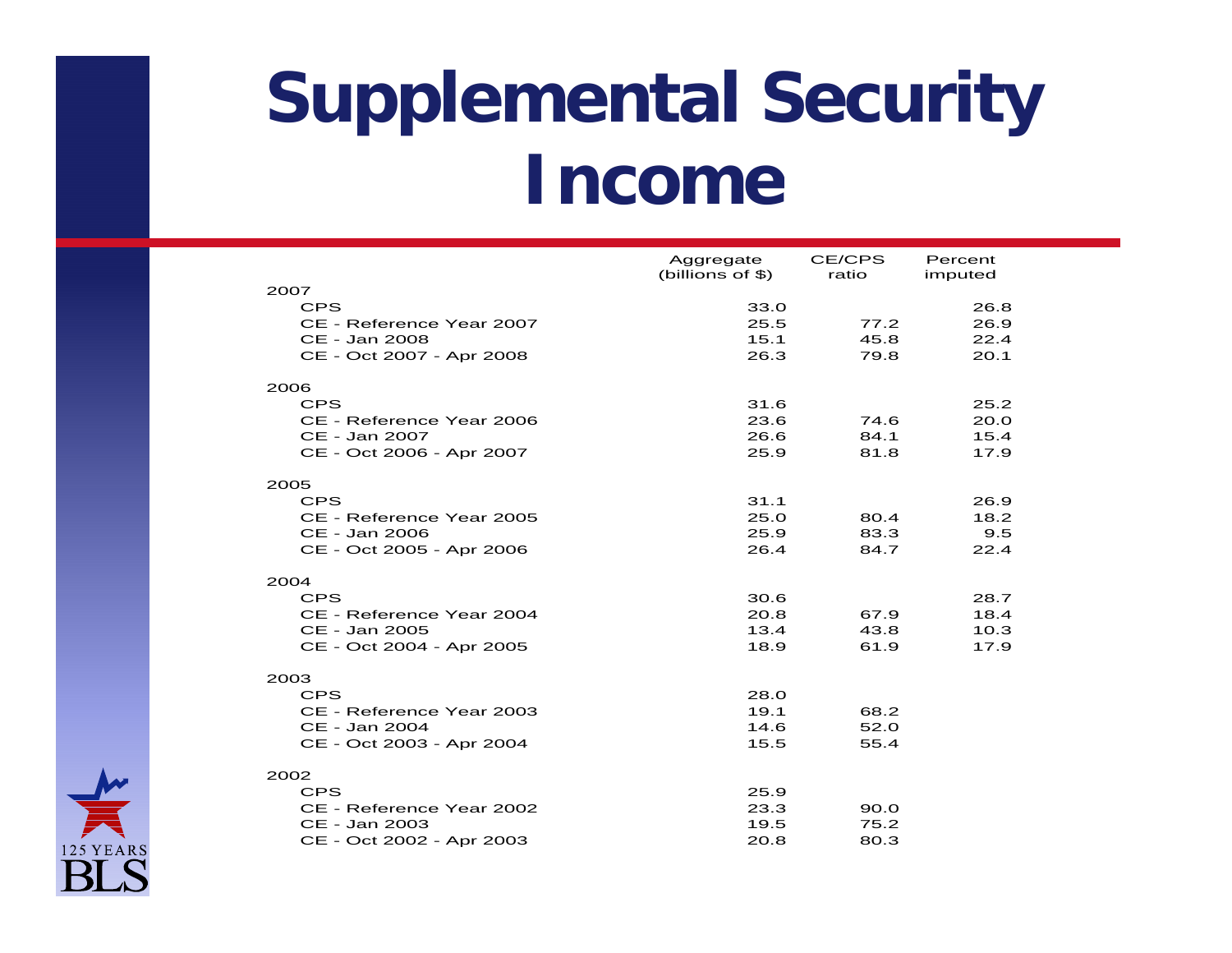# Supplemental Security Income

| | Aggregate (billions of $) | CE/CPS ratio | Percent imputed |
|---|---|---|---|
| **2007** | | | |
| CPS | 33.0 | | 26.8 |
| CE - Reference Year 2007 | 25.5 | 77.2 | 26.9 |
| CE - Jan 2008 | 15.1 | 45.8 | 22.4 |
| CE - Oct 2007 - Apr 2008 | 26.3 | 79.8 | 20.1 |
| **2006** | | | |
| CPS | 31.6 | | 25.2 |
| CE - Reference Year 2006 | 23.6 | 74.6 | 20.0 |
| CE - Jan 2007 | 26.6 | 84.1 | 15.4 |
| CE - Oct 2006 - Apr 2007 | 25.9 | 81.8 | 17.9 |
| **2005** | | | |
| CPS | 31.1 | | 26.9 |
| CE - Reference Year 2005 | 25.0 | 80.4 | 18.2 |
| CE - Jan 2006 | 25.9 | 83.3 | 9.5 |
| CE - Oct 2005 - Apr 2006 | 26.4 | 84.7 | 22.4 |
| **2004** | | | |
| CPS | 30.6 | | 28.7 |
| CE - Reference Year 2004 | 20.8 | 67.9 | 18.4 |
| CE - Jan 2005 | 13.4 | 43.8 | 10.3 |
| CE - Oct 2004 - Apr 2005 | 18.9 | 61.9 | 17.9 |
| **2003** | | | |
| CPS | 28.0 | | |
| CE - Reference Year 2003 | 19.1 | 68.2 | |
| CE - Jan 2004 | 14.6 | 52.0 | |
| CE - Oct 2003 - Apr 2004 | 15.5 | 55.4 | |
| **2002** | | | |
| CPS | 25.9 | | |
| CE - Reference Year 2002 | 23.3 | 90.0 | |
| CE - Jan 2003 | 19.5 | 75.2 | |
| CE - Oct 2002 - Apr 2003 | 20.8 | 80.3 | |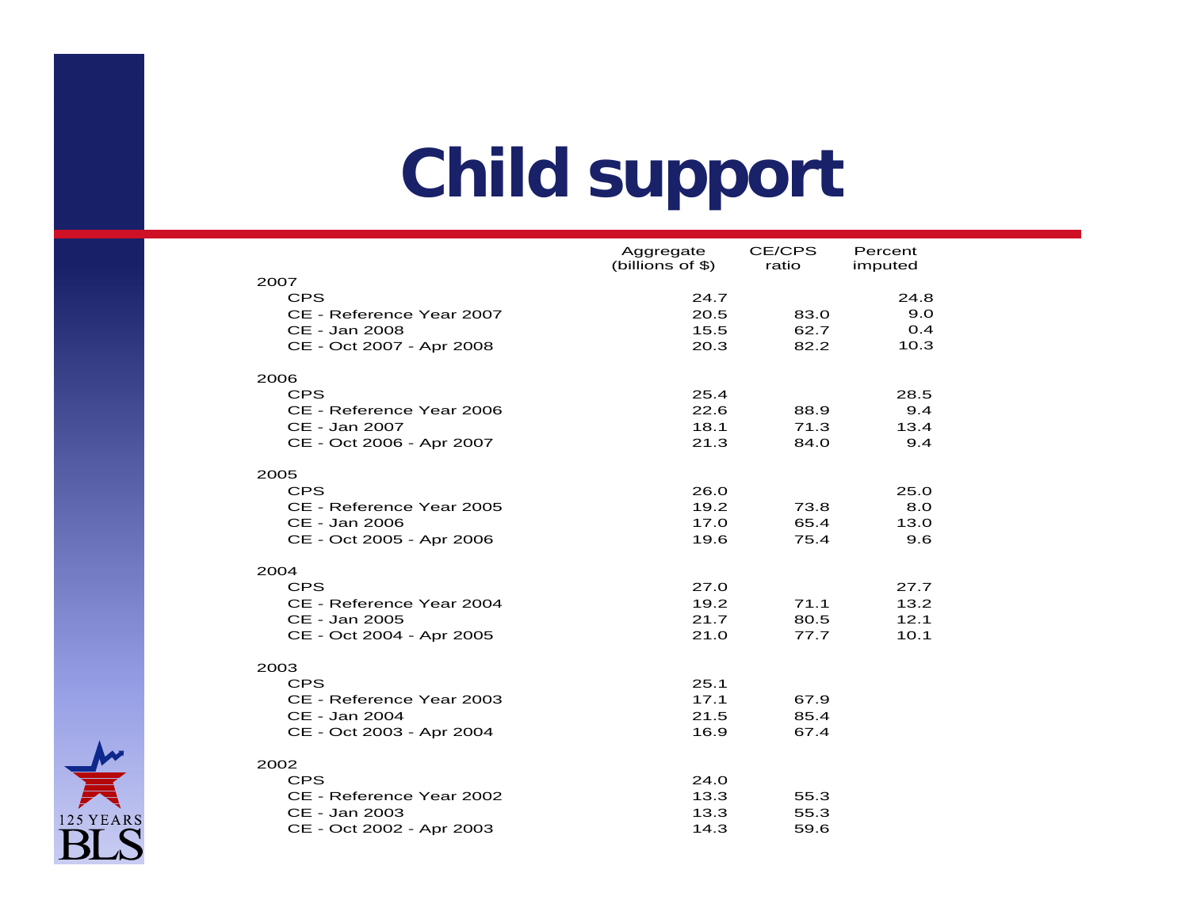# Child support

| | Aggregate (billions of $) | CE/CPS ratio | Percent imputed |
|---|---|---|---|
| **2007** | | | |
| CPS | 24.7 | | 24.8 |
| CE - Reference Year 2007 | 20.5 | 83.0 | 9.0 |
| CE - Jan 2008 | 15.5 | 62.7 | 0.4 |
| CE - Oct 2007 - Apr 2008 | 20.3 | 82.2 | 10.3 |
| **2006** | | | |
| CPS | 25.4 | | 28.5 |
| CE - Reference Year 2006 | 22.6 | 88.9 | 9.4 |
| CE - Jan 2007 | 18.1 | 71.3 | 13.4 |
| CE - Oct 2006 - Apr 2007 | 21.3 | 84.0 | 9.4 |
| **2005** | | | |
| CPS | 26.0 | | 25.0 |
| CE - Reference Year 2005 | 19.2 | 73.8 | 8.0 |
| CE - Jan 2006 | 17.0 | 65.4 | 13.0 |
| CE - Oct 2005 - Apr 2006 | 19.6 | 75.4 | 9.6 |
| **2004** | | | |
| CPS | 27.0 | | 27.7 |
| CE - Reference Year 2004 | 19.2 | 71.1 | 13.2 |
| CE - Jan 2005 | 21.7 | 80.5 | 12.1 |
| CE - Oct 2004 - Apr 2005 | 21.0 | 77.7 | 10.1 |
| **2003** | | | |
| CPS | 25.1 | | |
| CE - Reference Year 2003 | 17.1 | 67.9 | |
| CE - Jan 2004 | 21.5 | 85.4 | |
| CE - Oct 2003 - Apr 2004 | 16.9 | 67.4 | |
| **2002** | | | |
| CPS | 24.0 | | |
| CE - Reference Year 2002 | 13.3 | 55.3 | |
| CE - Jan 2003 | 13.3 | 55.3 | |
| CE - Oct 2002 - Apr 2003 | 14.3 | 59.6 | |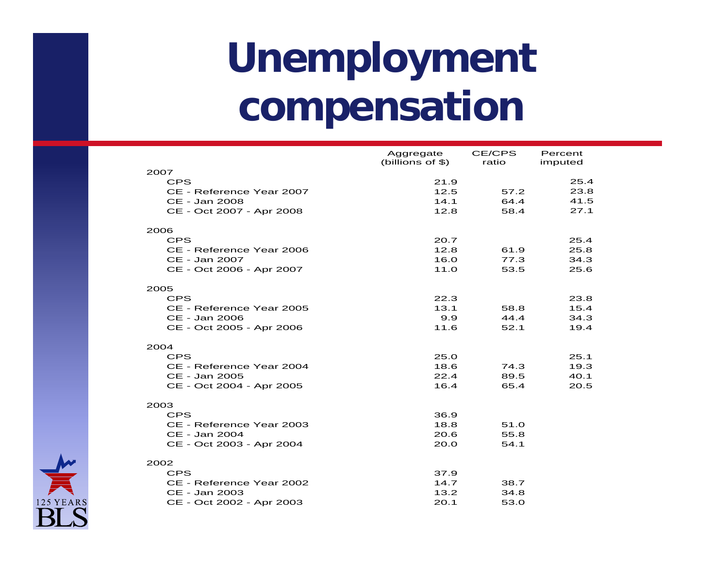# Unemployment compensation

| | Aggregate (billions of $) | CE/CPS ratio | Percent imputed |
|---|---|---|---|
| **2007** | | | |
| CPS | 21.9 | | 25.4 |
| CE - Reference Year 2007 | 12.5 | 57.2 | 23.8 |
| CE - Jan 2008 | 14.1 | 64.4 | 41.5 |
| CE - Oct 2007 - Apr 2008 | 12.8 | 58.4 | 27.1 |
| **2006** | | | |
| CPS | 20.7 | | 25.4 |
| CE - Reference Year 2006 | 12.8 | 61.9 | 25.8 |
| CE - Jan 2007 | 16.0 | 77.3 | 34.3 |
| CE - Oct 2006 - Apr 2007 | 11.0 | 53.5 | 25.6 |
| **2005** | | | |
| CPS | 22.3 | | 23.8 |
| CE - Reference Year 2005 | 13.1 | 58.8 | 15.4 |
| CE - Jan 2006 | 9.9 | 44.4 | 34.3 |
| CE - Oct 2005 - Apr 2006 | 11.6 | 52.1 | 19.4 |
| **2004** | | | |
| CPS | 25.0 | | 25.1 |
| CE - Reference Year 2004 | 18.6 | 74.3 | 19.3 |
| CE - Jan 2005 | 22.4 | 89.5 | 40.1 |
| CE - Oct 2004 - Apr 2005 | 16.4 | 65.4 | 20.5 |
| **2003** | | | |
| CPS | 36.9 | | |
| CE - Reference Year 2003 | 18.8 | 51.0 | |
| CE - Jan 2004 | 20.6 | 55.8 | |
| CE - Oct 2003 - Apr 2004 | 20.0 | 54.1 | |
| **2002** | | | |
| CPS | 37.9 | | |
| CE - Reference Year 2002 | 14.7 | 38.7 | |
| CE - Jan 2003 | 13.2 | 34.8 | |
| CE - Oct 2002 - Apr 2003 | 20.1 | 53.0 | |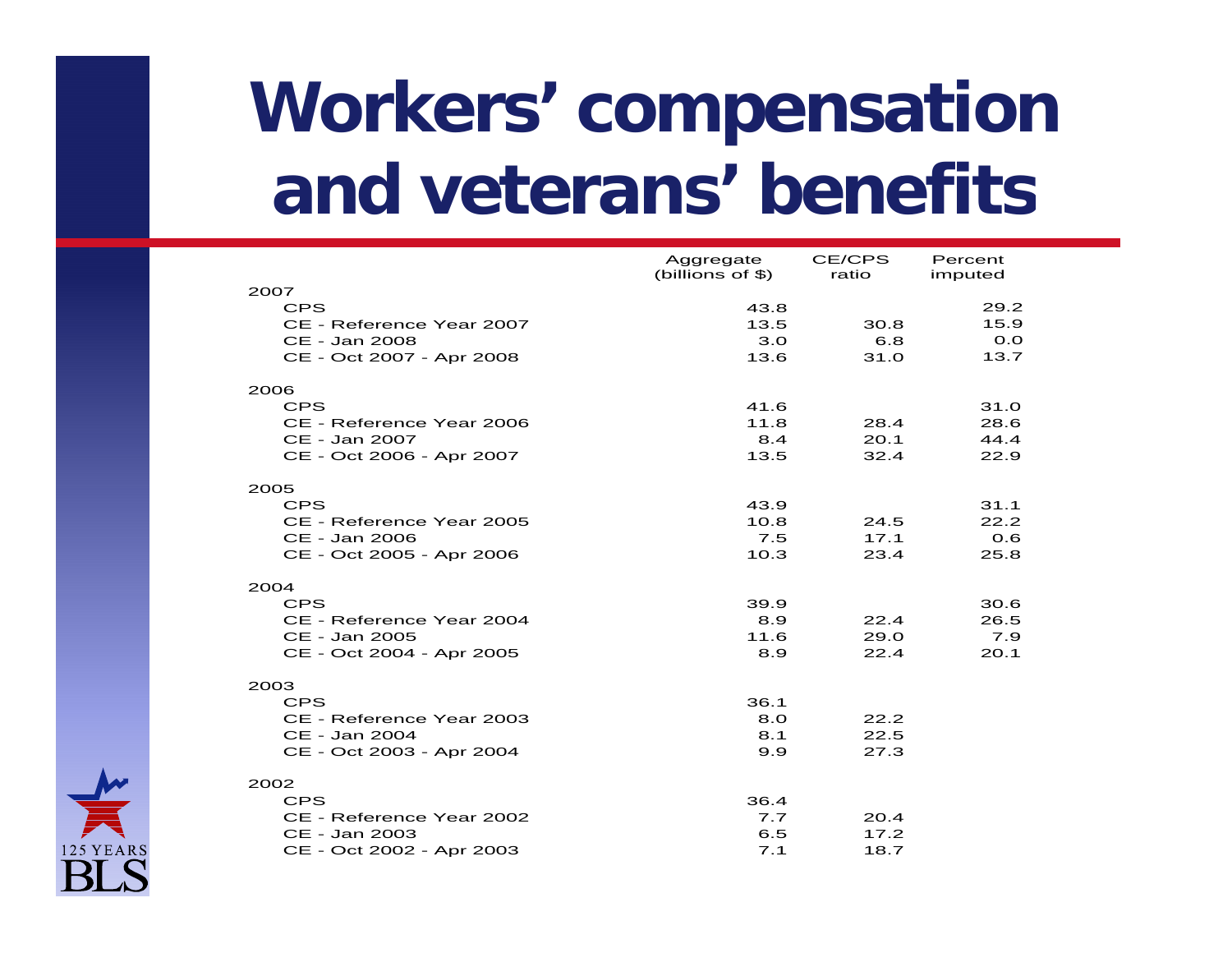# Workers' compensation and veterans' benefits

| | Aggregate (billions of $) | CE/CPS ratio | Percent imputed |
|---|---|---|---|
| **2007** | | | |
| CPS | 43.8 | | 29.2 |
| CE - Reference Year 2007 | 13.5 | 30.8 | 15.9 |
| CE - Jan 2008 | 3.0 | 6.8 | 0.0 |
| CE - Oct 2007 - Apr 2008 | 13.6 | 31.0 | 13.7 |
| **2006** | | | |
| CPS | 41.6 | | 31.0 |
| CE - Reference Year 2006 | 11.8 | 28.4 | 28.6 |
| CE - Jan 2007 | 8.4 | 20.1 | 44.4 |
| CE - Oct 2006 - Apr 2007 | 13.5 | 32.4 | 22.9 |
| **2005** | | | |
| CPS | 43.9 | | 31.1 |
| CE - Reference Year 2005 | 10.8 | 24.5 | 22.2 |
| CE - Jan 2006 | 7.5 | 17.1 | 0.6 |
| CE - Oct 2005 - Apr 2006 | 10.3 | 23.4 | 25.8 |
| **2004** | | | |
| CPS | 39.9 | | 30.6 |
| CE - Reference Year 2004 | 8.9 | 22.4 | 26.5 |
| CE - Jan 2005 | 11.6 | 29.0 | 7.9 |
| CE - Oct 2004 - Apr 2005 | 8.9 | 22.4 | 20.1 |
| **2003** | | | |
| CPS | 36.1 | | |
| CE - Reference Year 2003 | 8.0 | 22.2 | |
| CE - Jan 2004 | 8.1 | 22.5 | |
| CE - Oct 2003 - Apr 2004 | 9.9 | 27.3 | |
| **2002** | | | |
| CPS | 36.4 | | |
| CE - Reference Year 2002 | 7.7 | 20.4 | |
| CE - Jan 2003 | 6.5 | 17.2 | |
| CE - Oct 2002 - Apr 2003 | 7.1 | 18.7 | |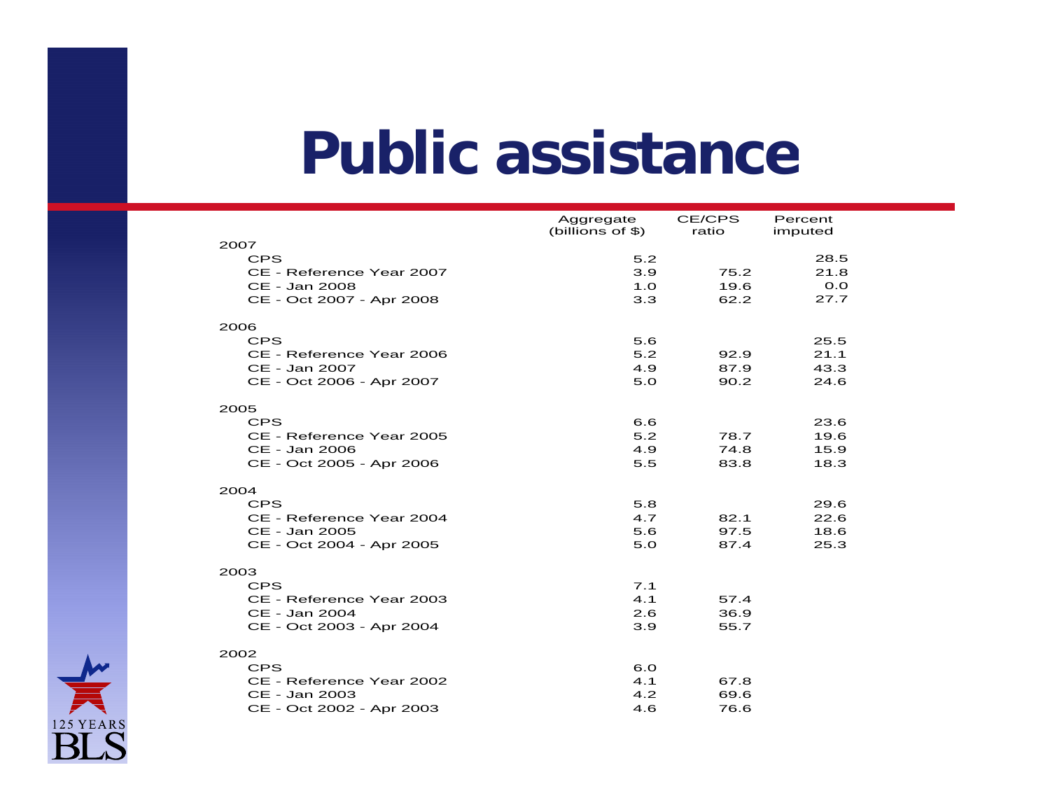# Public assistance

| | Aggregate (billions of $) | CE/CPS ratio | Percent imputed |
|---|---|---|---|
| 2007 | | | |
| CPS | 5.2 | | 28.5 |
| CE - Reference Year 2007 | 3.9 | 75.2 | 21.8 |
| CE - Jan 2008 | 1.0 | 19.6 | 0.0 |
| CE - Oct 2007 - Apr 2008 | 3.3 | 62.2 | 27.7 |
| 2006 | | | |
| CPS | 5.6 | | 25.5 |
| CE - Reference Year 2006 | 5.2 | 92.9 | 21.1 |
| CE - Jan 2007 | 4.9 | 87.9 | 43.3 |
| CE - Oct 2006 - Apr 2007 | 5.0 | 90.2 | 24.6 |
| 2005 | | | |
| CPS | 6.6 | | 23.6 |
| CE - Reference Year 2005 | 5.2 | 78.7 | 19.6 |
| CE - Jan 2006 | 4.9 | 74.8 | 15.9 |
| CE - Oct 2005 - Apr 2006 | 5.5 | 83.8 | 18.3 |
| 2004 | | | |
| CPS | 5.8 | | 29.6 |
| CE - Reference Year 2004 | 4.7 | 82.1 | 22.6 |
| CE - Jan 2005 | 5.6 | 97.5 | 18.6 |
| CE - Oct 2004 - Apr 2005 | 5.0 | 87.4 | 25.3 |
| 2003 | | | |
| CPS | 7.1 | | |
| CE - Reference Year 2003 | 4.1 | 57.4 | |
| CE - Jan 2004 | 2.6 | 36.9 | |
| CE - Oct 2003 - Apr 2004 | 3.9 | 55.7 | |
| 2002 | | | |
| CPS | 6.0 | | |
| CE - Reference Year 2002 | 4.1 | 67.8 | |
| CE - Jan 2003 | 4.2 | 69.6 | |
| CE - Oct 2002 - Apr 2003 | 4.6 | 76.6 | |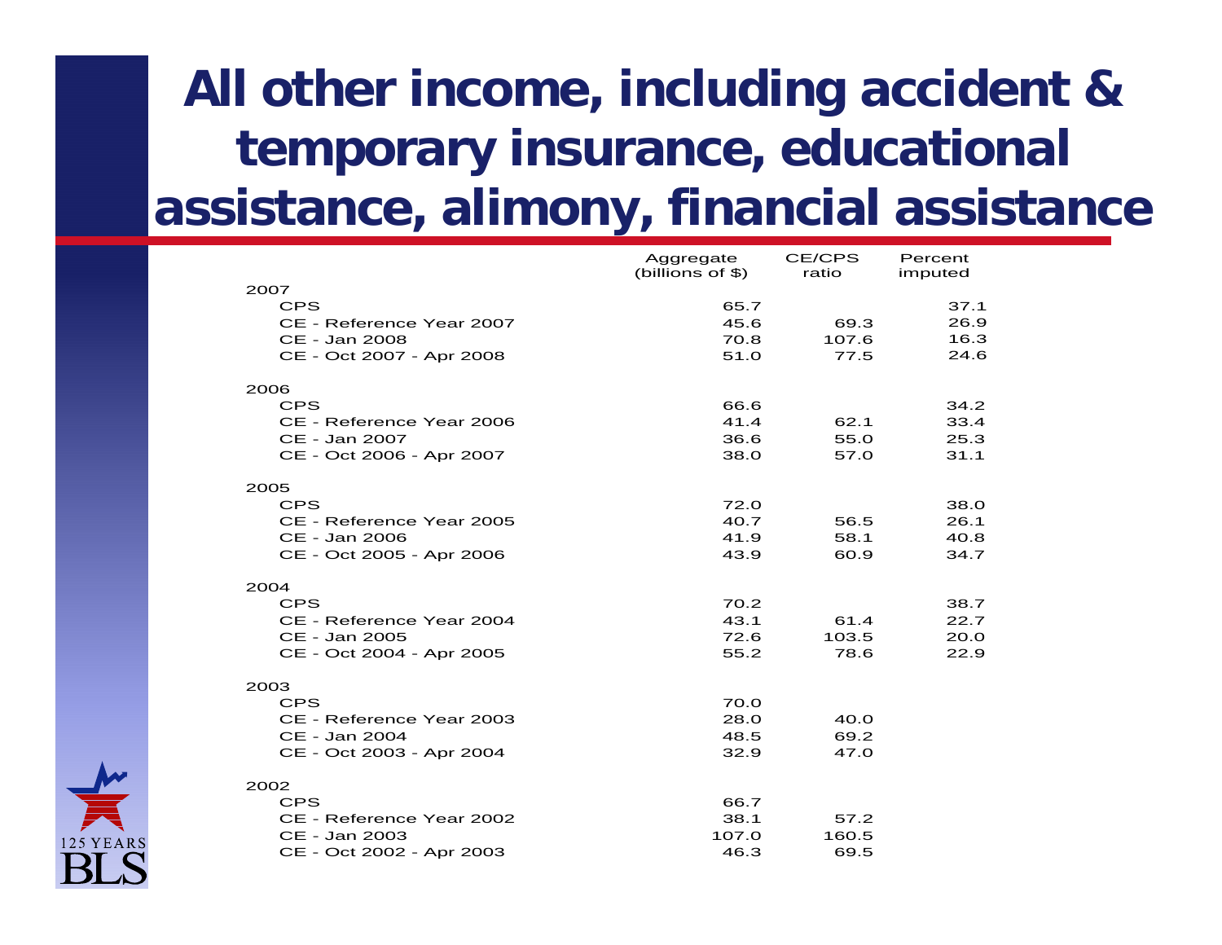# All other income, including accident & temporary insurance, educational assistance, alimony, financial assistance

| | Aggregate (billions of $) | CE/CPS ratio | Percent imputed |
|---|---|---|---|
| **2007** | | | |
| CPS | 65.7 | | 37.1 |
| CE - Reference Year 2007 | 45.6 | 69.3 | 26.9 |
| CE - Jan 2008 | 70.8 | 107.6 | 16.3 |
| CE - Oct 2007 - Apr 2008 | 51.0 | 77.5 | 24.6 |
| **2006** | | | |
| CPS | 66.6 | | 34.2 |
| CE - Reference Year 2006 | 41.4 | 62.1 | 33.4 |
| CE - Jan 2007 | 36.6 | 55.0 | 25.3 |
| CE - Oct 2006 - Apr 2007 | 38.0 | 57.0 | 31.1 |
| **2005** | | | |
| CPS | 72.0 | | 38.0 |
| CE - Reference Year 2005 | 40.7 | 56.5 | 26.1 |
| CE - Jan 2006 | 41.9 | 58.1 | 40.8 |
| CE - Oct 2005 - Apr 2006 | 43.9 | 60.9 | 34.7 |
| **2004** | | | |
| CPS | 70.2 | | 38.7 |
| CE - Reference Year 2004 | 43.1 | 61.4 | 22.7 |
| CE - Jan 2005 | 72.6 | 103.5 | 20.0 |
| CE - Oct 2004 - Apr 2005 | 55.2 | 78.6 | 22.9 |
| **2003** | | | |
| CPS | 70.0 | | |
| CE - Reference Year 2003 | 28.0 | 40.0 | |
| CE - Jan 2004 | 48.5 | 69.2 | |
| CE - Oct 2003 - Apr 2004 | 32.9 | 47.0 | |
| **2002** | | | |
| CPS | 66.7 | | |
| CE - Reference Year 2002 | 38.1 | 57.2 | |
| CE - Jan 2003 | 107.0 | 160.5 | |
| CE - Oct 2002 - Apr 2003 | 46.3 | 69.5 | |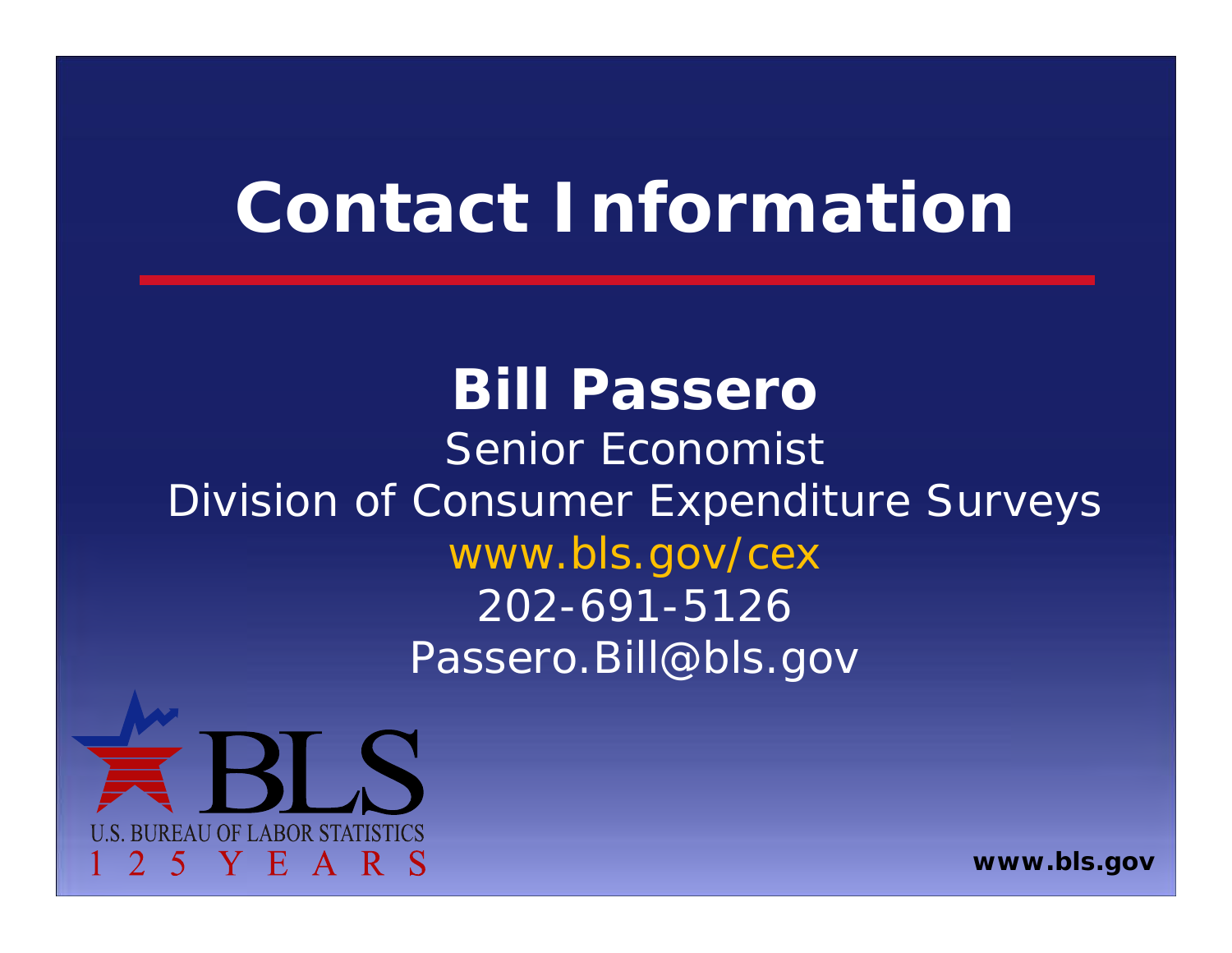# Contact Information

**Bill Passero**

Senior Economist

Division of Consumer Expenditure Surveys

www.bls.gov/cex

202-691-5126

Passero.Bill@bls.gov

BLS

U.S. BUREAU OF LABOR STATISTICS

1 2 5 Y E A R S

**www.bls.gov**